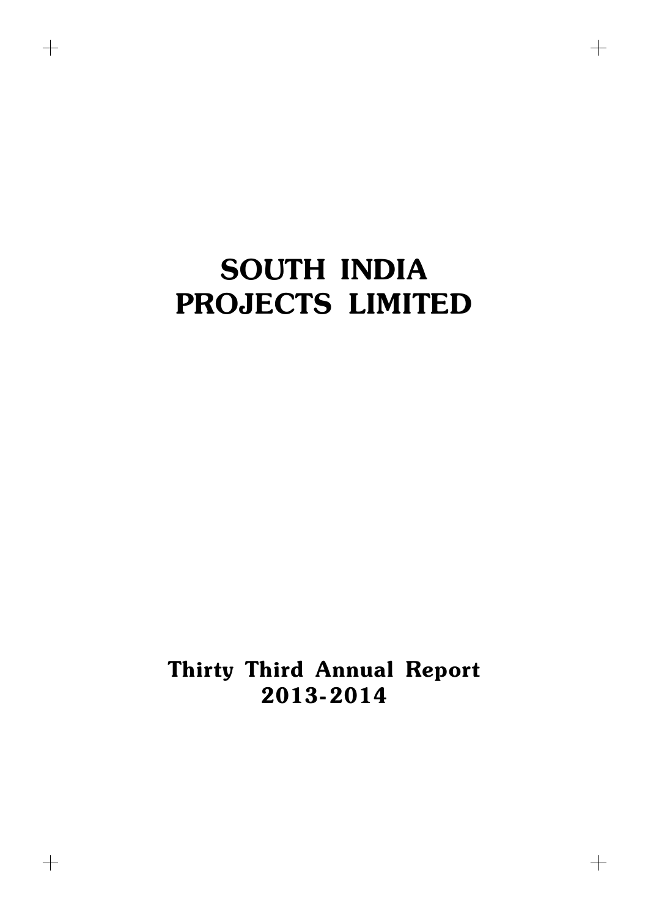# SOUTH INDIA PROJECTS LIMITED

**Thirty Third Annual Report**
**2013-2014**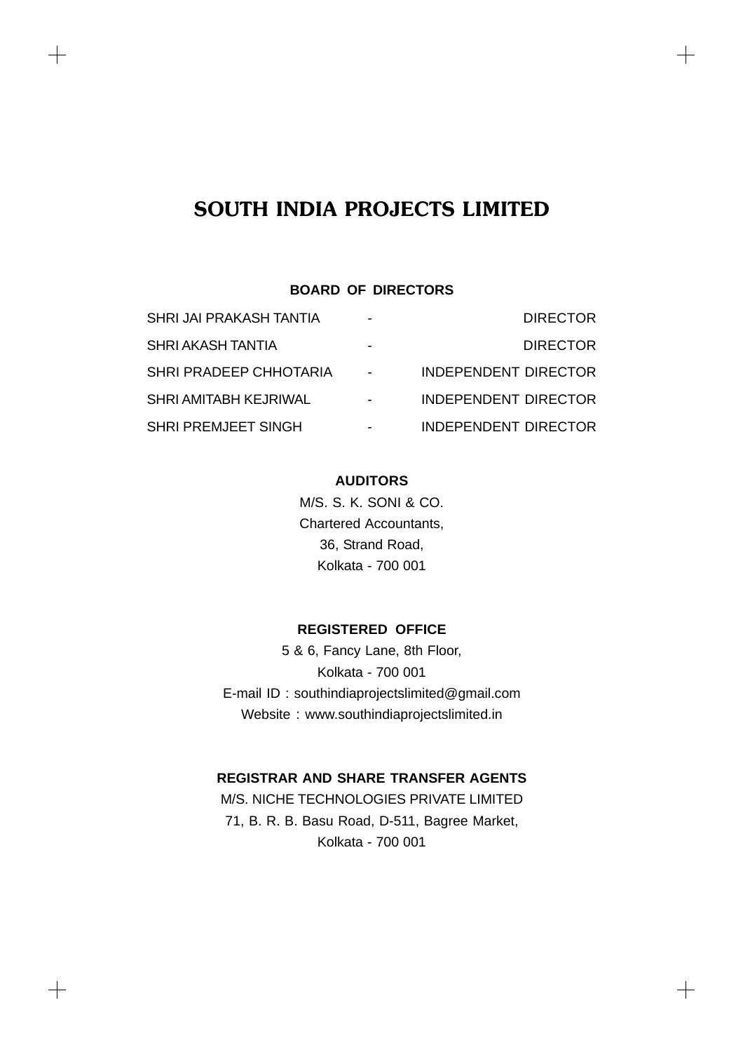# SOUTH INDIA PROJECTS LIMITED

**BOARD OF DIRECTORS**

| | | |
|---|---|---|
| SHRI JAI PRAKASH TANTIA | - | DIRECTOR |
| SHRI AKASH TANTIA | - | DIRECTOR |
| SHRI PRADEEP CHHOTARIA | - | INDEPENDENT DIRECTOR |
| SHRI AMITABH KEJRIWAL | - | INDEPENDENT DIRECTOR |
| SHRI PREMJEET SINGH | - | INDEPENDENT DIRECTOR |

**AUDITORS**

M/S. S. K. SONI & CO.
Chartered Accountants,
36, Strand Road,
Kolkata - 700 001

**REGISTERED OFFICE**

5 & 6, Fancy Lane, 8th Floor,
Kolkata - 700 001
E-mail ID : southindiaprojectslimited@gmail.com
Website : www.southindiaprojectslimited.in

**REGISTRAR AND SHARE TRANSFER AGENTS**

M/S. NICHE TECHNOLOGIES PRIVATE LIMITED
71, B. R. B. Basu Road, D-511, Bagree Market,
Kolkata - 700 001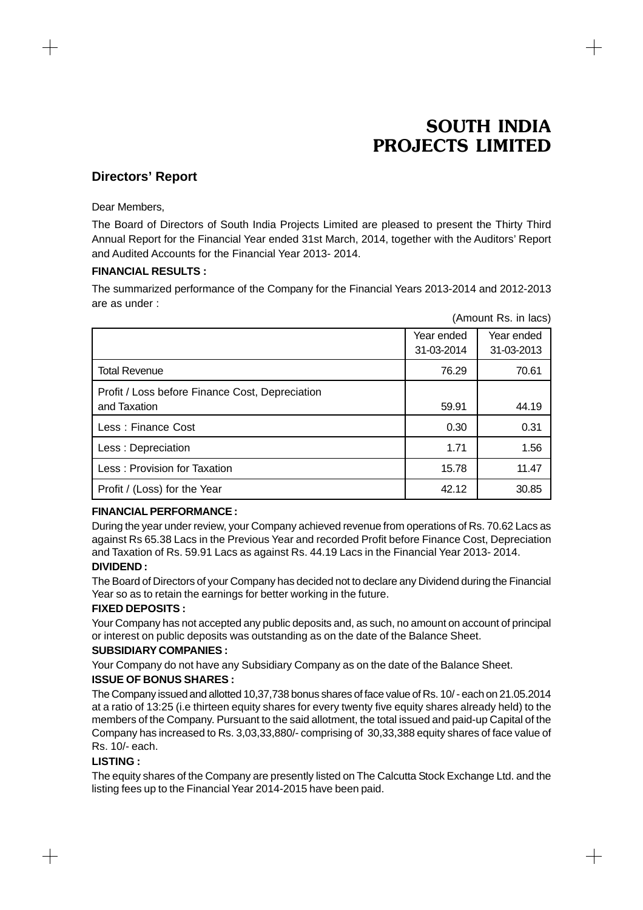# SOUTH INDIA PROJECTS LIMITED

## Directors' Report

Dear Members,

The Board of Directors of South India Projects Limited are pleased to present the Thirty Third Annual Report for the Financial Year ended 31st March, 2014, together with the Auditors' Report and Audited Accounts for the Financial Year 2013- 2014.

**FINANCIAL RESULTS :**

The summarized performance of the Company for the Financial Years 2013-2014 and 2012-2013 are as under :

(Amount Rs. in lacs)

| | Year ended 31-03-2014 | Year ended 31-03-2013 |
|---|---|---|
| Total Revenue | 76.29 | 70.61 |
| Profit / Loss before Finance Cost, Depreciation and Taxation | 59.91 | 44.19 |
| Less : Finance Cost | 0.30 | 0.31 |
| Less : Depreciation | 1.71 | 1.56 |
| Less : Provision for Taxation | 15.78 | 11.47 |
| Profit / (Loss) for the Year | 42.12 | 30.85 |

**FINANCIAL PERFORMANCE :**

During the year under review, your Company achieved revenue from operations of Rs. 70.62 Lacs as against Rs 65.38 Lacs in the Previous Year and recorded Profit before Finance Cost, Depreciation and Taxation of Rs. 59.91 Lacs as against Rs. 44.19 Lacs in the Financial Year 2013- 2014.

**DIVIDEND :**

The Board of Directors of your Company has decided not to declare any Dividend during the Financial Year so as to retain the earnings for better working in the future.

**FIXED DEPOSITS :**

Your Company has not accepted any public deposits and, as such, no amount on account of principal or interest on public deposits was outstanding as on the date of the Balance Sheet.

**SUBSIDIARY COMPANIES :**

Your Company do not have any Subsidiary Company as on the date of the Balance Sheet.

**ISSUE OF BONUS SHARES :**

The Company issued and allotted 10,37,738 bonus shares of face value of Rs. 10/ - each on 21.05.2014 at a ratio of 13:25 (i.e thirteen equity shares for every twenty five equity shares already held) to the members of the Company. Pursuant to the said allotment, the total issued and paid-up Capital of the Company has increased to Rs. 3,03,33,880/- comprising of 30,33,388 equity shares of face value of Rs. 10/- each.

**LISTING :**

The equity shares of the Company are presently listed on The Calcutta Stock Exchange Ltd. and the listing fees up to the Financial Year 2014-2015 have been paid.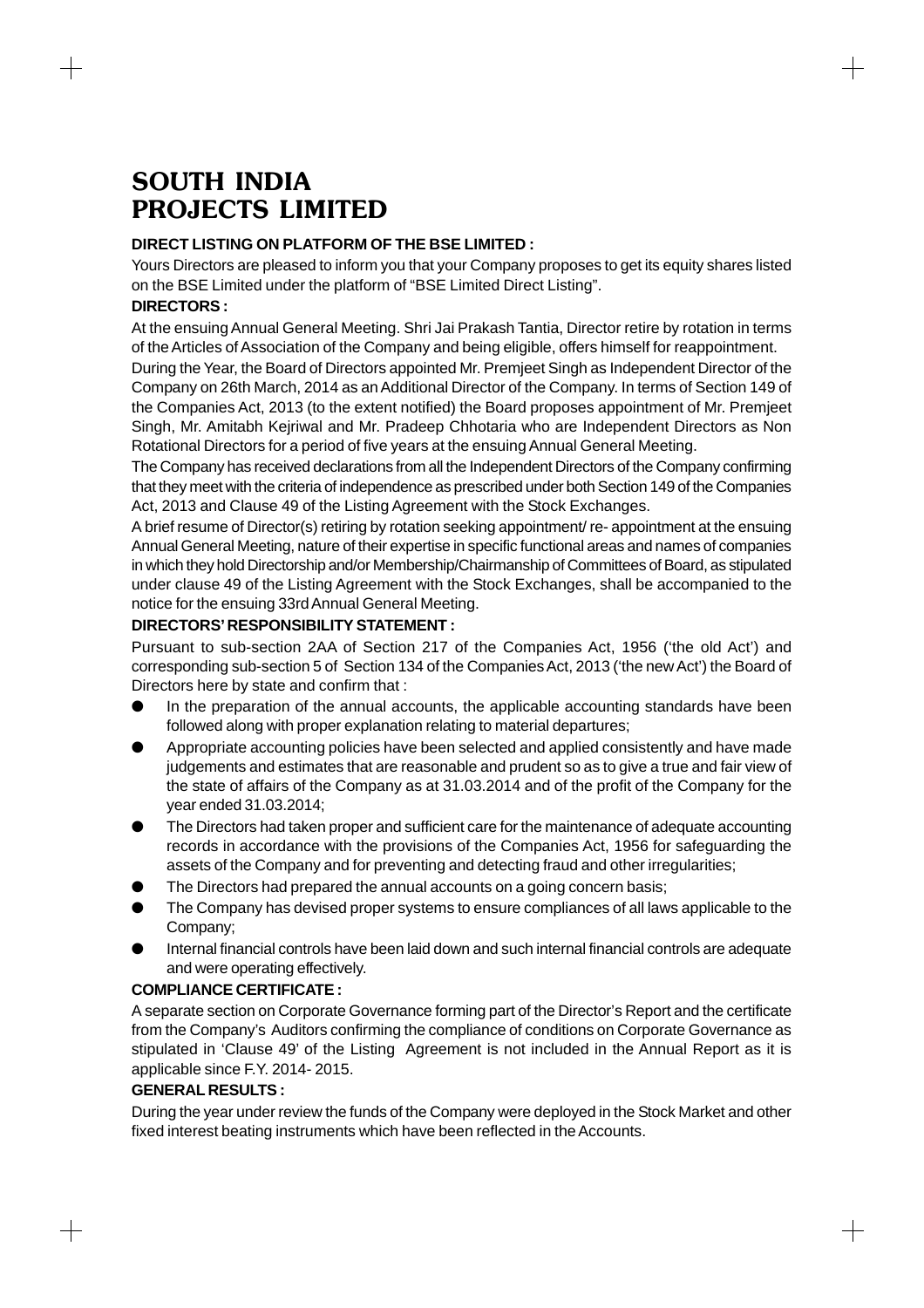# SOUTH INDIA PROJECTS LIMITED

**DIRECT LISTING ON PLATFORM OF THE BSE LIMITED :**

Yours Directors are pleased to inform you that your Company proposes to get its equity shares listed on the BSE Limited under the platform of "BSE Limited Direct Listing".

**DIRECTORS :**

At the ensuing Annual General Meeting. Shri Jai Prakash Tantia, Director retire by rotation in terms of the Articles of Association of the Company and being eligible, offers himself for reappointment.

During the Year, the Board of Directors appointed Mr. Premjeet Singh as Independent Director of the Company on 26th March, 2014 as an Additional Director of the Company. In terms of Section 149 of the Companies Act, 2013 (to the extent notified) the Board proposes appointment of Mr. Premjeet Singh, Mr. Amitabh Kejriwal and Mr. Pradeep Chhotaria who are Independent Directors as Non Rotational Directors for a period of five years at the ensuing Annual General Meeting.

The Company has received declarations from all the Independent Directors of the Company confirming that they meet with the criteria of independence as prescribed under both Section 149 of the Companies Act, 2013 and Clause 49 of the Listing Agreement with the Stock Exchanges.

A brief resume of Director(s) retiring by rotation seeking appointment/ re- appointment at the ensuing Annual General Meeting, nature of their expertise in specific functional areas and names of companies in which they hold Directorship and/or Membership/Chairmanship of Committees of Board, as stipulated under clause 49 of the Listing Agreement with the Stock Exchanges, shall be accompanied to the notice for the ensuing 33rd Annual General Meeting.

**DIRECTORS' RESPONSIBILITY STATEMENT :**

Pursuant to sub-section 2AA of Section 217 of the Companies Act, 1956 ('the old Act') and corresponding sub-section 5 of Section 134 of the Companies Act, 2013 ('the new Act') the Board of Directors here by state and confirm that :

- In the preparation of the annual accounts, the applicable accounting standards have been followed along with proper explanation relating to material departures;
- Appropriate accounting policies have been selected and applied consistently and have made judgements and estimates that are reasonable and prudent so as to give a true and fair view of the state of affairs of the Company as at 31.03.2014 and of the profit of the Company for the year ended 31.03.2014;
- The Directors had taken proper and sufficient care for the maintenance of adequate accounting records in accordance with the provisions of the Companies Act, 1956 for safeguarding the assets of the Company and for preventing and detecting fraud and other irregularities;
- The Directors had prepared the annual accounts on a going concern basis;
- The Company has devised proper systems to ensure compliances of all laws applicable to the Company;
- Internal financial controls have been laid down and such internal financial controls are adequate and were operating effectively.

**COMPLIANCE CERTIFICATE :**

A separate section on Corporate Governance forming part of the Director's Report and the certificate from the Company's Auditors confirming the compliance of conditions on Corporate Governance as stipulated in 'Clause 49' of the Listing Agreement is not included in the Annual Report as it is applicable since F.Y. 2014- 2015.

**GENERAL RESULTS :**

During the year under review the funds of the Company were deployed in the Stock Market and other fixed interest beating instruments which have been reflected in the Accounts.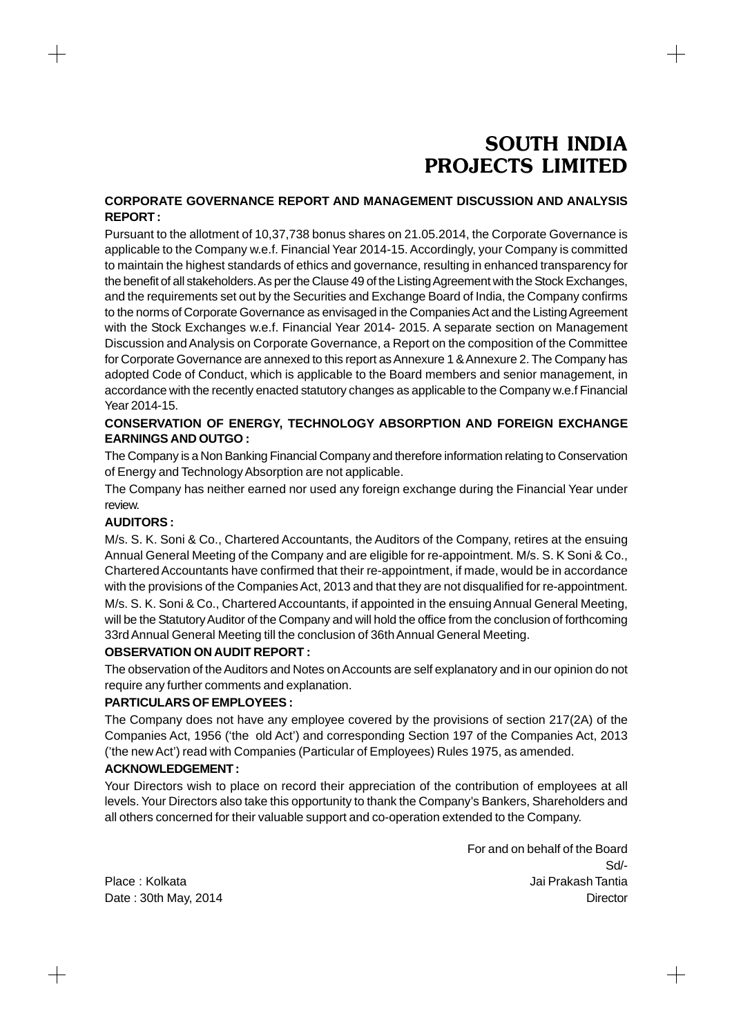**CORPORATE GOVERNANCE REPORT AND MANAGEMENT DISCUSSION AND ANALYSIS REPORT :**

Pursuant to the allotment of 10,37,738 bonus shares on 21.05.2014, the Corporate Governance is applicable to the Company w.e.f. Financial Year 2014-15. Accordingly, your Company is committed to maintain the highest standards of ethics and governance, resulting in enhanced transparency for the benefit of all stakeholders. As per the Clause 49 of the Listing Agreement with the Stock Exchanges, and the requirements set out by the Securities and Exchange Board of India, the Company confirms to the norms of Corporate Governance as envisaged in the Companies Act and the Listing Agreement with the Stock Exchanges w.e.f. Financial Year 2014- 2015. A separate section on Management Discussion and Analysis on Corporate Governance, a Report on the composition of the Committee for Corporate Governance are annexed to this report as Annexure 1 & Annexure 2. The Company has adopted Code of Conduct, which is applicable to the Board members and senior management, in accordance with the recently enacted statutory changes as applicable to the Company w.e.f Financial Year 2014-15.

**CONSERVATION OF ENERGY, TECHNOLOGY ABSORPTION AND FOREIGN EXCHANGE EARNINGS AND OUTGO :**

The Company is a Non Banking Financial Company and therefore information relating to Conservation of Energy and Technology Absorption are not applicable.

The Company has neither earned nor used any foreign exchange during the Financial Year under review.

**AUDITORS :**

M/s. S. K. Soni & Co., Chartered Accountants, the Auditors of the Company, retires at the ensuing Annual General Meeting of the Company and are eligible for re-appointment. M/s. S. K Soni & Co., Chartered Accountants have confirmed that their re-appointment, if made, would be in accordance with the provisions of the Companies Act, 2013 and that they are not disqualified for re-appointment.

M/s. S. K. Soni & Co., Chartered Accountants, if appointed in the ensuing Annual General Meeting, will be the Statutory Auditor of the Company and will hold the office from the conclusion of forthcoming 33rd Annual General Meeting till the conclusion of 36th Annual General Meeting.

**OBSERVATION ON AUDIT REPORT :**

The observation of the Auditors and Notes on Accounts are self explanatory and in our opinion do not require any further comments and explanation.

**PARTICULARS OF EMPLOYEES :**

The Company does not have any employee covered by the provisions of section 217(2A) of the Companies Act, 1956 ('the old Act') and corresponding Section 197 of the Companies Act, 2013 ('the new Act') read with Companies (Particular of Employees) Rules 1975, as amended.

**ACKNOWLEDGEMENT :**

Your Directors wish to place on record their appreciation of the contribution of employees at all levels. Your Directors also take this opportunity to thank the Company's Bankers, Shareholders and all others concerned for their valuable support and co-operation extended to the Company.

For and on behalf of the Board
Sd/-
Jai Prakash Tantia
Director

Place : Kolkata
Date : 30th May, 2014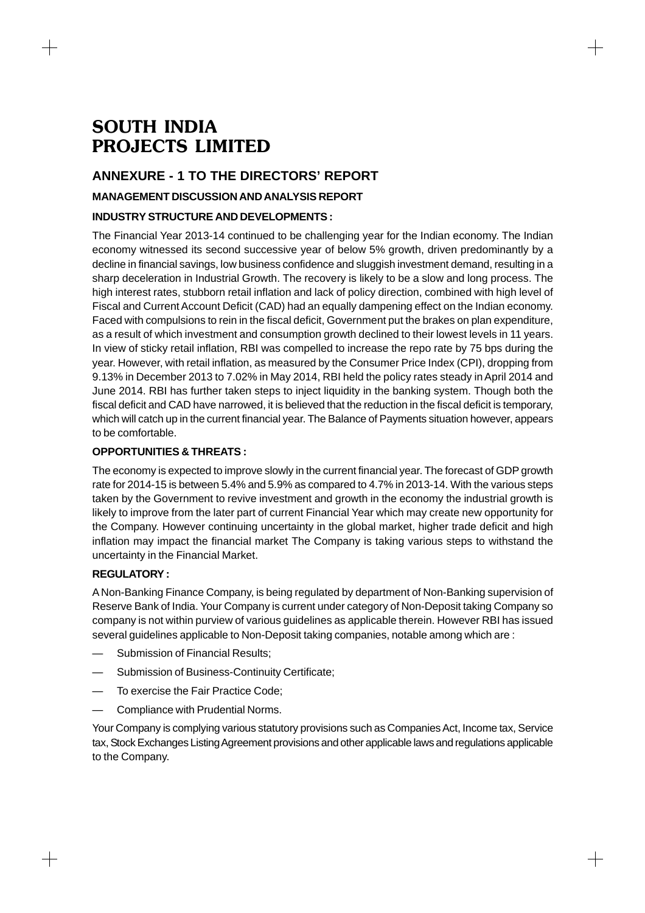# SOUTH INDIA PROJECTS LIMITED

## ANNEXURE - 1 TO THE DIRECTORS' REPORT

### MANAGEMENT DISCUSSION AND ANALYSIS REPORT

### INDUSTRY STRUCTURE AND DEVELOPMENTS :

The Financial Year 2013-14 continued to be challenging year for the Indian economy. The Indian economy witnessed its second successive year of below 5% growth, driven predominantly by a decline in financial savings, low business confidence and sluggish investment demand, resulting in a sharp deceleration in Industrial Growth. The recovery is likely to be a slow and long process. The high interest rates, stubborn retail inflation and lack of policy direction, combined with high level of Fiscal and Current Account Deficit (CAD) had an equally dampening effect on the Indian economy. Faced with compulsions to rein in the fiscal deficit, Government put the brakes on plan expenditure, as a result of which investment and consumption growth declined to their lowest levels in 11 years. In view of sticky retail inflation, RBI was compelled to increase the repo rate by 75 bps during the year. However, with retail inflation, as measured by the Consumer Price Index (CPI), dropping from 9.13% in December 2013 to 7.02% in May 2014, RBI held the policy rates steady in April 2014 and June 2014. RBI has further taken steps to inject liquidity in the banking system. Though both the fiscal deficit and CAD have narrowed, it is believed that the reduction in the fiscal deficit is temporary, which will catch up in the current financial year. The Balance of Payments situation however, appears to be comfortable.

### OPPORTUNITIES & THREATS :

The economy is expected to improve slowly in the current financial year. The forecast of GDP growth rate for 2014-15 is between 5.4% and 5.9% as compared to 4.7% in 2013-14. With the various steps taken by the Government to revive investment and growth in the economy the industrial growth is likely to improve from the later part of current Financial Year which may create new opportunity for the Company. However continuing uncertainty in the global market, higher trade deficit and high inflation may impact the financial market The Company is taking various steps to withstand the uncertainty in the Financial Market.

### REGULATORY :

A Non-Banking Finance Company, is being regulated by department of Non-Banking supervision of Reserve Bank of India. Your Company is current under category of Non-Deposit taking Company so company is not within purview of various guidelines as applicable therein. However RBI has issued several guidelines applicable to Non-Deposit taking companies, notable among which are :

- Submission of Financial Results;
- Submission of Business-Continuity Certificate;
- To exercise the Fair Practice Code;
- Compliance with Prudential Norms.

Your Company is complying various statutory provisions such as Companies Act, Income tax, Service tax, Stock Exchanges Listing Agreement provisions and other applicable laws and regulations applicable to the Company.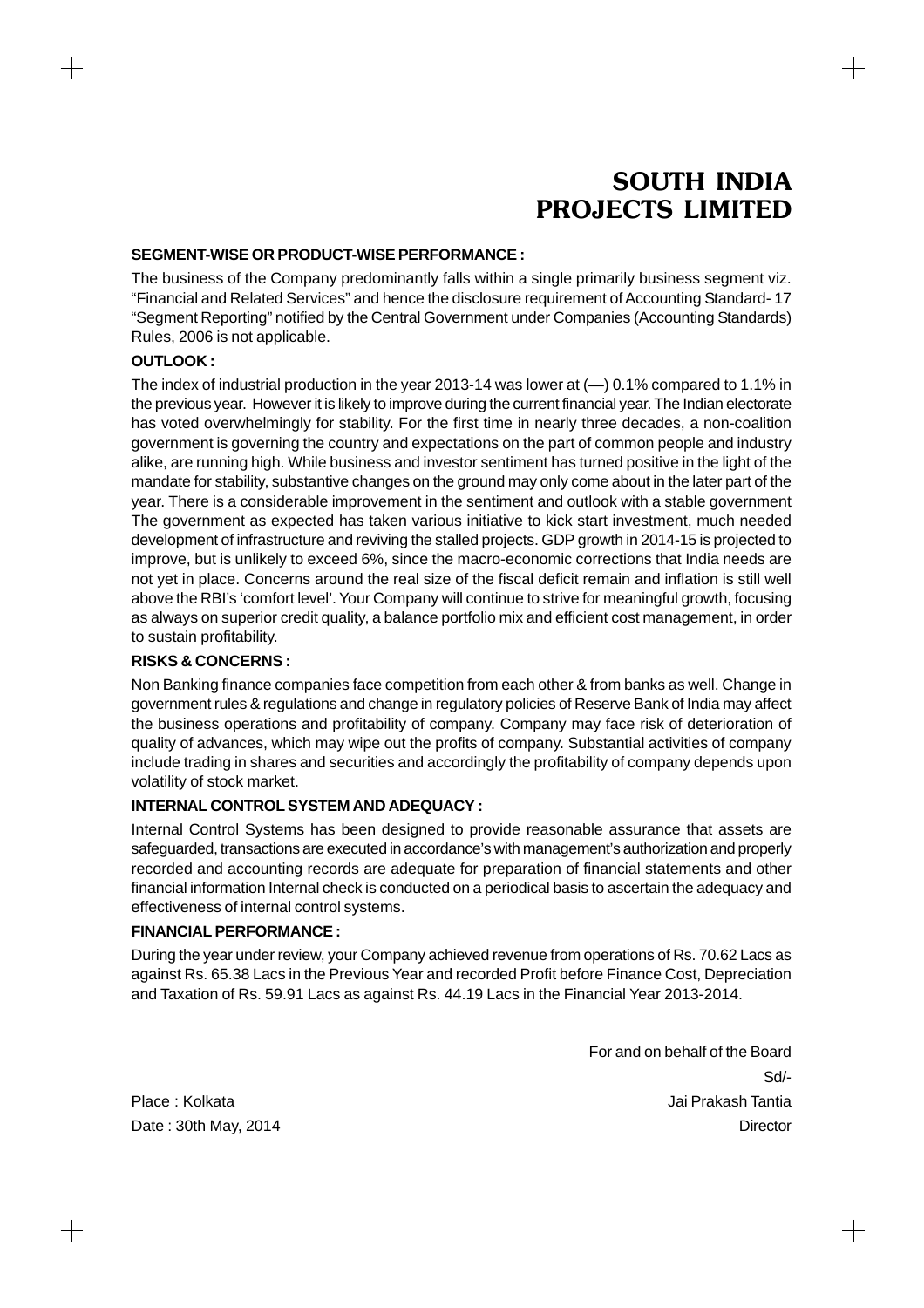# SOUTH INDIA PROJECTS LIMITED

**SEGMENT-WISE OR PRODUCT-WISE PERFORMANCE :**

The business of the Company predominantly falls within a single primarily business segment viz. "Financial and Related Services" and hence the disclosure requirement of Accounting Standard- 17 "Segment Reporting" notified by the Central Government under Companies (Accounting Standards) Rules, 2006 is not applicable.

**OUTLOOK :**

The index of industrial production in the year 2013-14 was lower at (—) 0.1% compared to 1.1% in the previous year. However it is likely to improve during the current financial year. The Indian electorate has voted overwhelmingly for stability. For the first time in nearly three decades, a non-coalition government is governing the country and expectations on the part of common people and industry alike, are running high. While business and investor sentiment has turned positive in the light of the mandate for stability, substantive changes on the ground may only come about in the later part of the year. There is a considerable improvement in the sentiment and outlook with a stable government The government as expected has taken various initiative to kick start investment, much needed development of infrastructure and reviving the stalled projects. GDP growth in 2014-15 is projected to improve, but is unlikely to exceed 6%, since the macro-economic corrections that India needs are not yet in place. Concerns around the real size of the fiscal deficit remain and inflation is still well above the RBI's 'comfort level'. Your Company will continue to strive for meaningful growth, focusing as always on superior credit quality, a balance portfolio mix and efficient cost management, in order to sustain profitability.

**RISKS & CONCERNS :**

Non Banking finance companies face competition from each other & from banks as well. Change in government rules & regulations and change in regulatory policies of Reserve Bank of India may affect the business operations and profitability of company. Company may face risk of deterioration of quality of advances, which may wipe out the profits of company. Substantial activities of company include trading in shares and securities and accordingly the profitability of company depends upon volatility of stock market.

**INTERNAL CONTROL SYSTEM AND ADEQUACY :**

Internal Control Systems has been designed to provide reasonable assurance that assets are safeguarded, transactions are executed in accordance's with management's authorization and properly recorded and accounting records are adequate for preparation of financial statements and other financial information Internal check is conducted on a periodical basis to ascertain the adequacy and effectiveness of internal control systems.

**FINANCIAL PERFORMANCE :**

During the year under review, your Company achieved revenue from operations of Rs. 70.62 Lacs as against Rs. 65.38 Lacs in the Previous Year and recorded Profit before Finance Cost, Depreciation and Taxation of Rs. 59.91 Lacs as against Rs. 44.19 Lacs in the Financial Year 2013-2014.

For and on behalf of the Board

Sd/-

Place : Kolkata
Jai Prakash Tantia

Date : 30th May, 2014
Director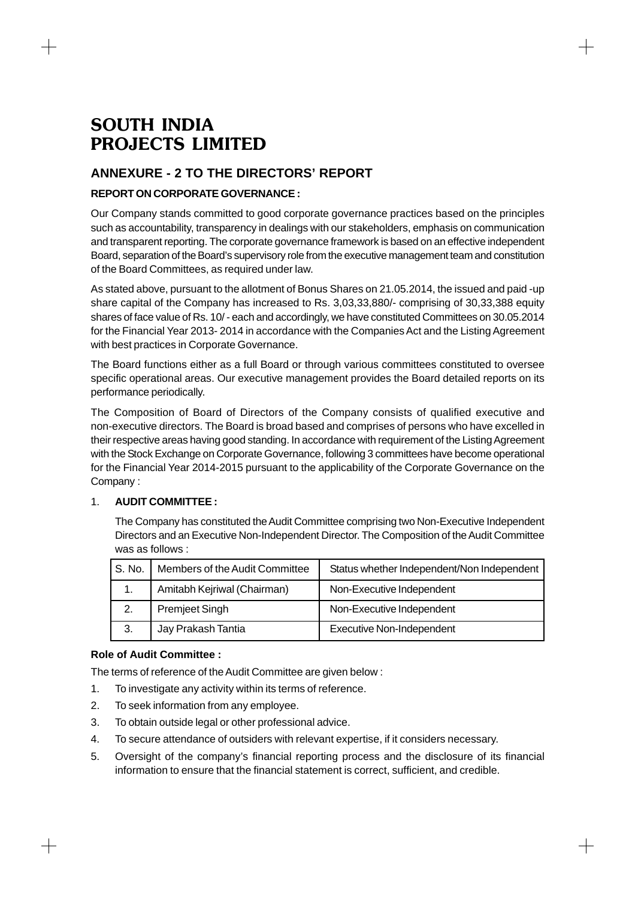# SOUTH INDIA PROJECTS LIMITED

## ANNEXURE - 2 TO THE DIRECTORS' REPORT

**REPORT ON CORPORATE GOVERNANCE :**

Our Company stands committed to good corporate governance practices based on the principles such as accountability, transparency in dealings with our stakeholders, emphasis on communication and transparent reporting. The corporate governance framework is based on an effective independent Board, separation of the Board's supervisory role from the executive management team and constitution of the Board Committees, as required under law.

As stated above, pursuant to the allotment of Bonus Shares on 21.05.2014, the issued and paid -up share capital of the Company has increased to Rs. 3,03,33,880/- comprising of 30,33,388 equity shares of face value of Rs. 10/ - each and accordingly, we have constituted Committees on 30.05.2014 for the Financial Year 2013- 2014 in accordance with the Companies Act and the Listing Agreement with best practices in Corporate Governance.

The Board functions either as a full Board or through various committees constituted to oversee specific operational areas. Our executive management provides the Board detailed reports on its performance periodically.

The Composition of Board of Directors of the Company consists of qualified executive and non-executive directors. The Board is broad based and comprises of persons who have excelled in their respective areas having good standing. In accordance with requirement of the Listing Agreement with the Stock Exchange on Corporate Governance, following 3 committees have become operational for the Financial Year 2014-2015 pursuant to the applicability of the Corporate Governance on the Company :

1. **AUDIT COMMITTEE :**

   The Company has constituted the Audit Committee comprising two Non-Executive Independent Directors and an Executive Non-Independent Director. The Composition of the Audit Committee was as follows :

| S. No. | Members of the Audit Committee | Status whether Independent/Non Independent |
|---|---|---|
| 1. | Amitabh Kejriwal (Chairman) | Non-Executive Independent |
| 2. | Premjeet Singh | Non-Executive Independent |
| 3. | Jay Prakash Tantia | Executive Non-Independent |

**Role of Audit Committee :**

The terms of reference of the Audit Committee are given below :

1. To investigate any activity within its terms of reference.
2. To seek information from any employee.
3. To obtain outside legal or other professional advice.
4. To secure attendance of outsiders with relevant expertise, if it considers necessary.
5. Oversight of the company's financial reporting process and the disclosure of its financial information to ensure that the financial statement is correct, sufficient, and credible.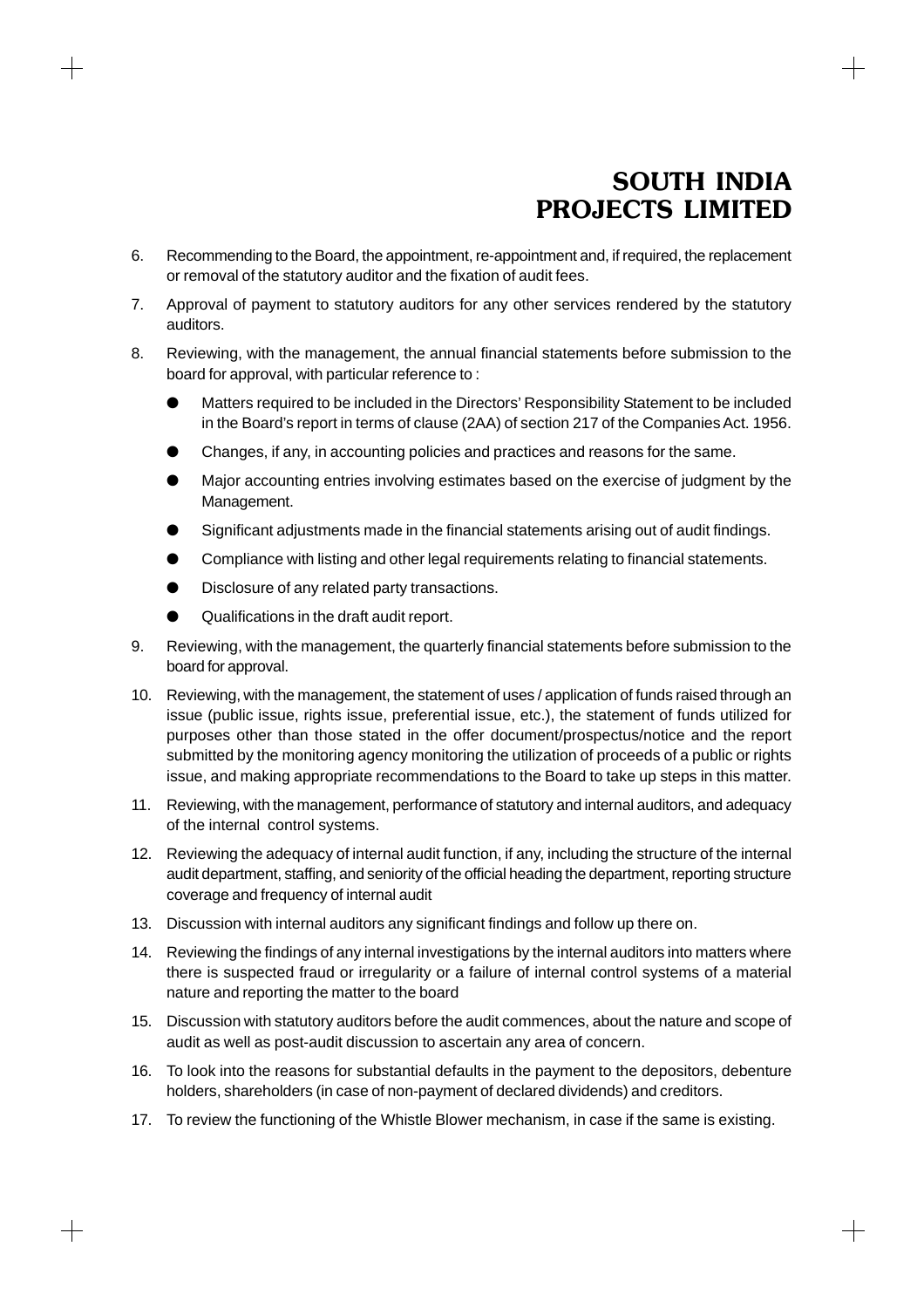6. Recommending to the Board, the appointment, re-appointment and, if required, the replacement or removal of the statutory auditor and the fixation of audit fees.

7. Approval of payment to statutory auditors for any other services rendered by the statutory auditors.

8. Reviewing, with the management, the annual financial statements before submission to the board for approval, with particular reference to :

   - Matters required to be included in the Directors' Responsibility Statement to be included in the Board's report in terms of clause (2AA) of section 217 of the Companies Act. 1956.
   - Changes, if any, in accounting policies and practices and reasons for the same.
   - Major accounting entries involving estimates based on the exercise of judgment by the Management.
   - Significant adjustments made in the financial statements arising out of audit findings.
   - Compliance with listing and other legal requirements relating to financial statements.
   - Disclosure of any related party transactions.
   - Qualifications in the draft audit report.

9. Reviewing, with the management, the quarterly financial statements before submission to the board for approval.

10. Reviewing, with the management, the statement of uses / application of funds raised through an issue (public issue, rights issue, preferential issue, etc.), the statement of funds utilized for purposes other than those stated in the offer document/prospectus/notice and the report submitted by the monitoring agency monitoring the utilization of proceeds of a public or rights issue, and making appropriate recommendations to the Board to take up steps in this matter.

11. Reviewing, with the management, performance of statutory and internal auditors, and adequacy of the internal control systems.

12. Reviewing the adequacy of internal audit function, if any, including the structure of the internal audit department, staffing, and seniority of the official heading the department, reporting structure coverage and frequency of internal audit

13. Discussion with internal auditors any significant findings and follow up there on.

14. Reviewing the findings of any internal investigations by the internal auditors into matters where there is suspected fraud or irregularity or a failure of internal control systems of a material nature and reporting the matter to the board

15. Discussion with statutory auditors before the audit commences, about the nature and scope of audit as well as post-audit discussion to ascertain any area of concern.

16. To look into the reasons for substantial defaults in the payment to the depositors, debenture holders, shareholders (in case of non-payment of declared dividends) and creditors.

17. To review the functioning of the Whistle Blower mechanism, in case if the same is existing.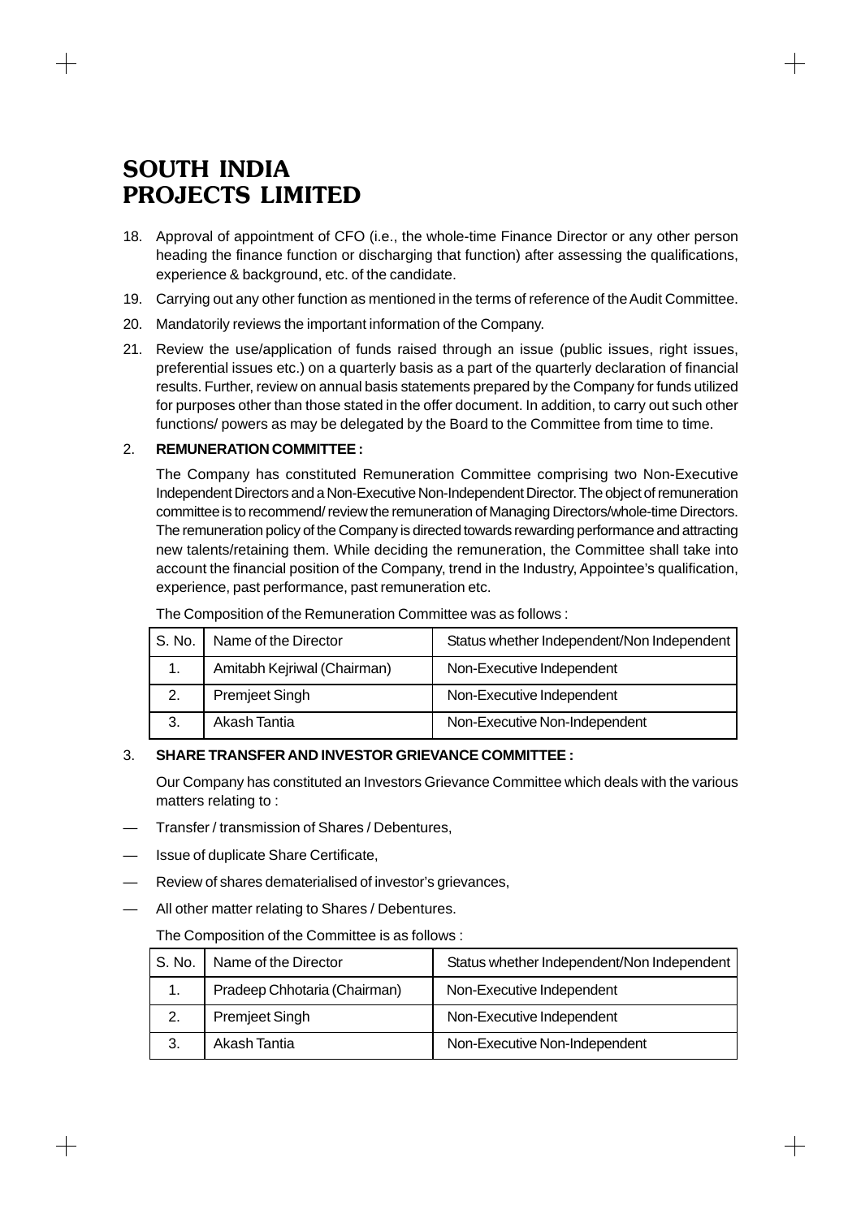# SOUTH INDIA PROJECTS LIMITED

18. Approval of appointment of CFO (i.e., the whole-time Finance Director or any other person heading the finance function or discharging that function) after assessing the qualifications, experience & background, etc. of the candidate.
19. Carrying out any other function as mentioned in the terms of reference of the Audit Committee.
20. Mandatorily reviews the important information of the Company.
21. Review the use/application of funds raised through an issue (public issues, right issues, preferential issues etc.) on a quarterly basis as a part of the quarterly declaration of financial results. Further, review on annual basis statements prepared by the Company for funds utilized for purposes other than those stated in the offer document. In addition, to carry out such other functions/ powers as may be delegated by the Board to the Committee from time to time.

2. **REMUNERATION COMMITTEE :**

The Company has constituted Remuneration Committee comprising two Non-Executive Independent Directors and a Non-Executive Non-Independent Director. The object of remuneration committee is to recommend/ review the remuneration of Managing Directors/whole-time Directors. The remuneration policy of the Company is directed towards rewarding performance and attracting new talents/retaining them. While deciding the remuneration, the Committee shall take into account the financial position of the Company, trend in the Industry, Appointee's qualification, experience, past performance, past remuneration etc.

The Composition of the Remuneration Committee was as follows :

| S. No. | Name of the Director | Status whether Independent/Non Independent |
|---|---|---|
| 1. | Amitabh Kejriwal (Chairman) | Non-Executive Independent |
| 2. | Premjeet Singh | Non-Executive Independent |
| 3. | Akash Tantia | Non-Executive Non-Independent |

3. **SHARE TRANSFER AND INVESTOR GRIEVANCE COMMITTEE :**

Our Company has constituted an Investors Grievance Committee which deals with the various matters relating to :

— Transfer / transmission of Shares / Debentures,

— Issue of duplicate Share Certificate,

— Review of shares dematerialised of investor's grievances,

— All other matter relating to Shares / Debentures.

The Composition of the Committee is as follows :

| S. No. | Name of the Director | Status whether Independent/Non Independent |
|---|---|---|
| 1. | Pradeep Chhotaria (Chairman) | Non-Executive Independent |
| 2. | Premjeet Singh | Non-Executive Independent |
| 3. | Akash Tantia | Non-Executive Non-Independent |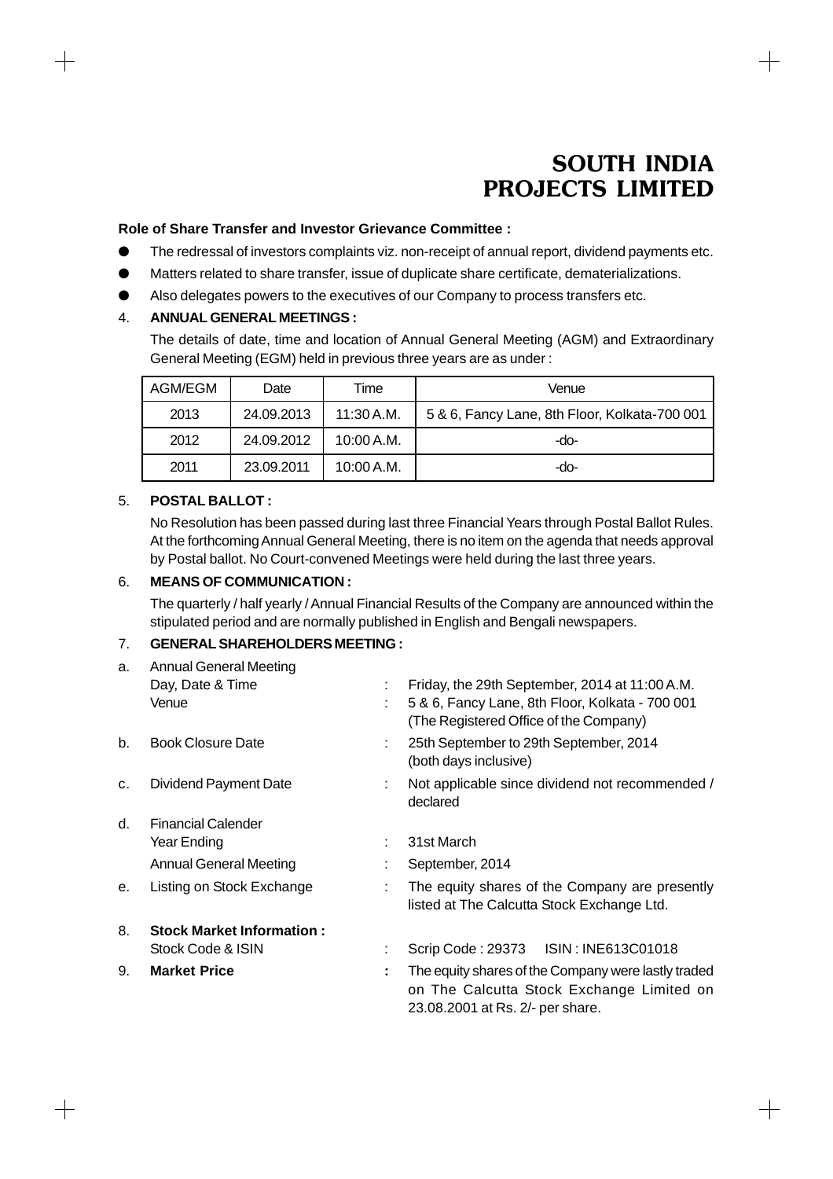**Role of Share Transfer and Investor Grievance Committee :**

- The redressal of investors complaints viz. non-receipt of annual report, dividend payments etc.
- Matters related to share transfer, issue of duplicate share certificate, dematerializations.
- Also delegates powers to the executives of our Company to process transfers etc.

4. **ANNUAL GENERAL MEETINGS :**

The details of date, time and location of Annual General Meeting (AGM) and Extraordinary General Meeting (EGM) held in previous three years are as under :

| AGM/EGM | Date | Time | Venue |
|---|---|---|---|
| 2013 | 24.09.2013 | 11:30 A.M. | 5 & 6, Fancy Lane, 8th Floor, Kolkata-700 001 |
| 2012 | 24.09.2012 | 10:00 A.M. | -do- |
| 2011 | 23.09.2011 | 10:00 A.M. | -do- |

5. **POSTAL BALLOT :**

No Resolution has been passed during last three Financial Years through Postal Ballot Rules. At the forthcoming Annual General Meeting, there is no item on the agenda that needs approval by Postal ballot. No Court-convened Meetings were held during the last three years.

6. **MEANS OF COMMUNICATION :**

The quarterly / half yearly / Annual Financial Results of the Company are announced within the stipulated period and are normally published in English and Bengali newspapers.

7. **GENERAL SHAREHOLDERS MEETING :**

a. Annual General Meeting
   - Day, Date & Time : Friday, the 29th September, 2014 at 11:00 A.M.
   - Venue : 5 & 6, Fancy Lane, 8th Floor, Kolkata - 700 001 (The Registered Office of the Company)

b. Book Closure Date : 25th September to 29th September, 2014 (both days inclusive)

c. Dividend Payment Date : Not applicable since dividend not recommended / declared

d. Financial Calender
   - Year Ending : 31st March
   - Annual General Meeting : September, 2014

e. Listing on Stock Exchange : The equity shares of the Company are presently listed at The Calcutta Stock Exchange Ltd.

8. **Stock Market Information :**
   - Stock Code & ISIN : Scrip Code : 29373 ISIN : INE613C01018

9. **Market Price** **:** The equity shares of the Company were lastly traded on The Calcutta Stock Exchange Limited on 23.08.2001 at Rs. 2/- per share.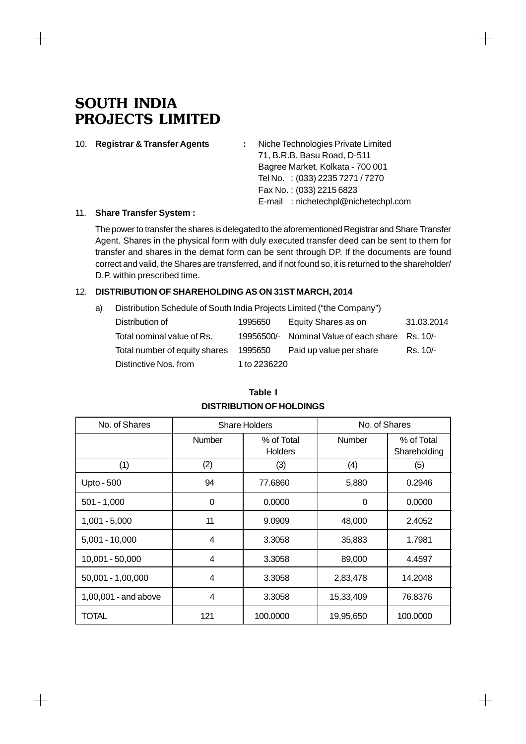# SOUTH INDIA PROJECTS LIMITED

10. **Registrar & Transfer Agents** : Niche Technologies Private Limited
71, B.R.B. Basu Road, D-511
Bagree Market, Kolkata - 700 001
Tel No. : (033) 2235 7271 / 7270
Fax No. : (033) 2215 6823
E-mail : nichetechpl@nichetechpl.com

11. **Share Transfer System :**

The power to transfer the shares is delegated to the aforementioned Registrar and Share Transfer Agent. Shares in the physical form with duly executed transfer deed can be sent to them for transfer and shares in the demat form can be sent through DP. If the documents are found correct and valid, the Shares are transferred, and if not found so, it is returned to the shareholder/ D.P. within prescribed time.

12. **DISTRIBUTION OF SHAREHOLDING AS ON 31ST MARCH, 2014**

a) Distribution Schedule of South India Projects Limited ("the Company")

| | | | |
|---|---|---|---|
| Distribution of | 1995650 | Equity Shares as on | 31.03.2014 |
| Total nominal value of Rs. | 19956500/- | Nominal Value of each share | Rs. 10/- |
| Total number of equity shares | 1995650 | Paid up value per share | Rs. 10/- |
| Distinctive Nos. from | 1 to 2236220 | | |

**Table I**

**DISTRIBUTION OF HOLDINGS**

| No. of Shares | Share Holders | | No. of Shares | |
|---|---|---|---|---|
| | Number | % of Total Holders | Number | % of Total Shareholding |
| (1) | (2) | (3) | (4) | (5) |
| Upto - 500 | 94 | 77.6860 | 5,880 | 0.2946 |
| 501 - 1,000 | 0 | 0.0000 | 0 | 0.0000 |
| 1,001 - 5,000 | 11 | 9.0909 | 48,000 | 2.4052 |
| 5,001 - 10,000 | 4 | 3.3058 | 35,883 | 1.7981 |
| 10,001 - 50,000 | 4 | 3.3058 | 89,000 | 4.4597 |
| 50,001 - 1,00,000 | 4 | 3.3058 | 2,83,478 | 14.2048 |
| 1,00,001 - and above | 4 | 3.3058 | 15,33,409 | 76.8376 |
| TOTAL | 121 | 100.0000 | 19,95,650 | 100.0000 |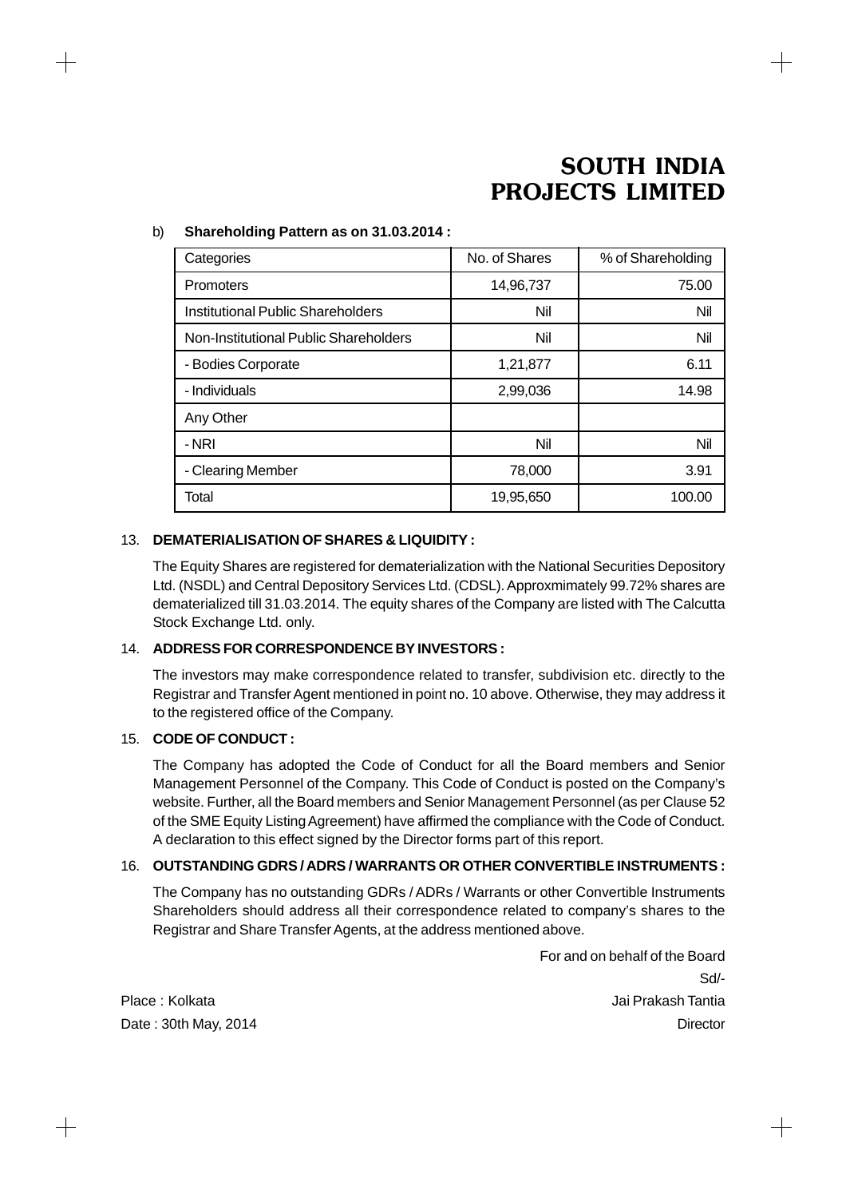b) **Shareholding Pattern as on 31.03.2014 :**

| Categories | No. of Shares | % of Shareholding |
|---|---|---|
| Promoters | 14,96,737 | 75.00 |
| Institutional Public Shareholders | Nil | Nil |
| Non-Institutional Public Shareholders | Nil | Nil |
| - Bodies Corporate | 1,21,877 | 6.11 |
| - Individuals | 2,99,036 | 14.98 |
| Any Other | | |
| - NRI | Nil | Nil |
| - Clearing Member | 78,000 | 3.91 |
| Total | 19,95,650 | 100.00 |

13. **DEMATERIALISATION OF SHARES & LIQUIDITY :**

The Equity Shares are registered for dematerialization with the National Securities Depository Ltd. (NSDL) and Central Depository Services Ltd. (CDSL). Approxmimately 99.72% shares are dematerialized till 31.03.2014. The equity shares of the Company are listed with The Calcutta Stock Exchange Ltd. only.

14. **ADDRESS FOR CORRESPONDENCE BY INVESTORS :**

The investors may make correspondence related to transfer, subdivision etc. directly to the Registrar and Transfer Agent mentioned in point no. 10 above. Otherwise, they may address it to the registered office of the Company.

15. **CODE OF CONDUCT :**

The Company has adopted the Code of Conduct for all the Board members and Senior Management Personnel of the Company. This Code of Conduct is posted on the Company's website. Further, all the Board members and Senior Management Personnel (as per Clause 52 of the SME Equity Listing Agreement) have affirmed the compliance with the Code of Conduct. A declaration to this effect signed by the Director forms part of this report.

16. **OUTSTANDING GDRS / ADRS / WARRANTS OR OTHER CONVERTIBLE INSTRUMENTS :**

The Company has no outstanding GDRs / ADRs / Warrants or other Convertible Instruments Shareholders should address all their correspondence related to company's shares to the Registrar and Share Transfer Agents, at the address mentioned above.

For and on behalf of the Board

Sd/-

Jai Prakash Tantia

Director

Place : Kolkata

Date : 30th May, 2014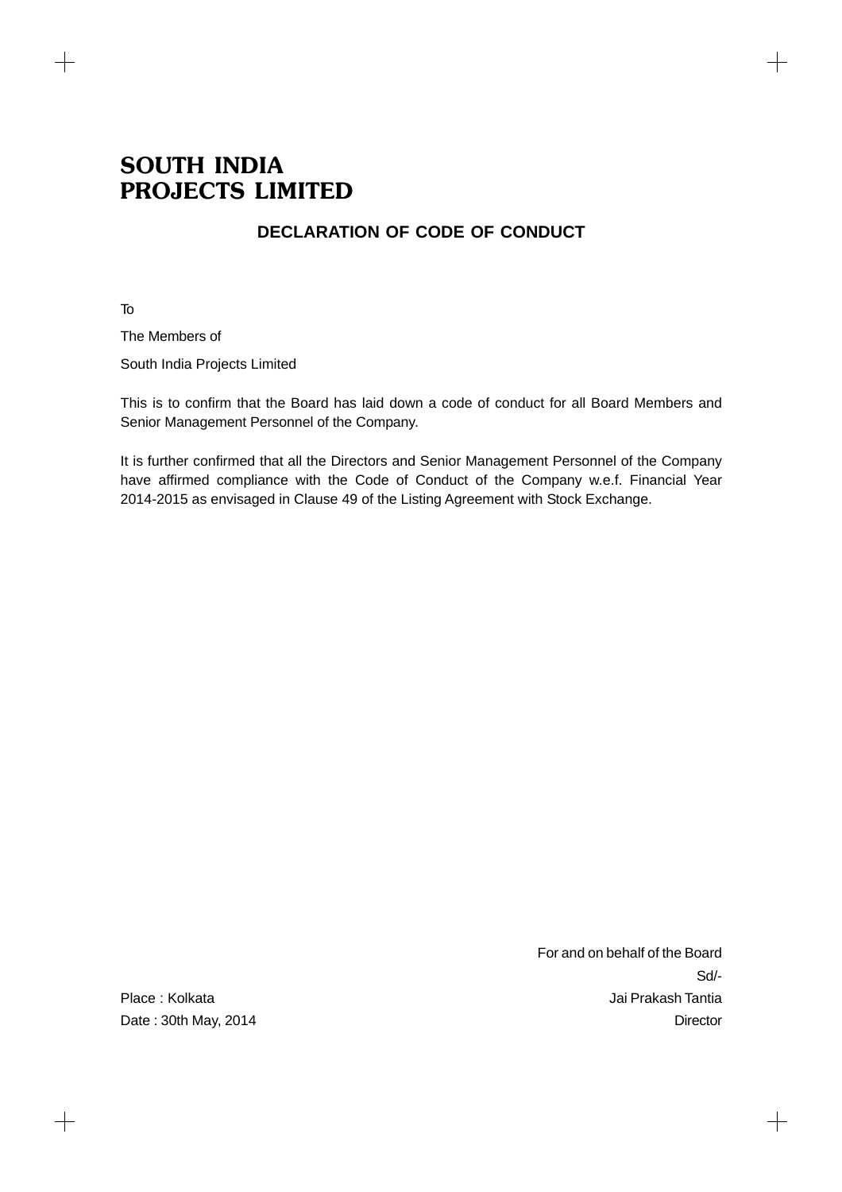# SOUTH INDIA PROJECTS LIMITED

## DECLARATION OF CODE OF CONDUCT

To

The Members of

South India Projects Limited

This is to confirm that the Board has laid down a code of conduct for all Board Members and Senior Management Personnel of the Company.

It is further confirmed that all the Directors and Senior Management Personnel of the Company have affirmed compliance with the Code of Conduct of the Company w.e.f. Financial Year 2014-2015 as envisaged in Clause 49 of the Listing Agreement with Stock Exchange.

For and on behalf of the Board

Sd/-

Jai Prakash Tantia

Director

Place : Kolkata

Date : 30th May, 2014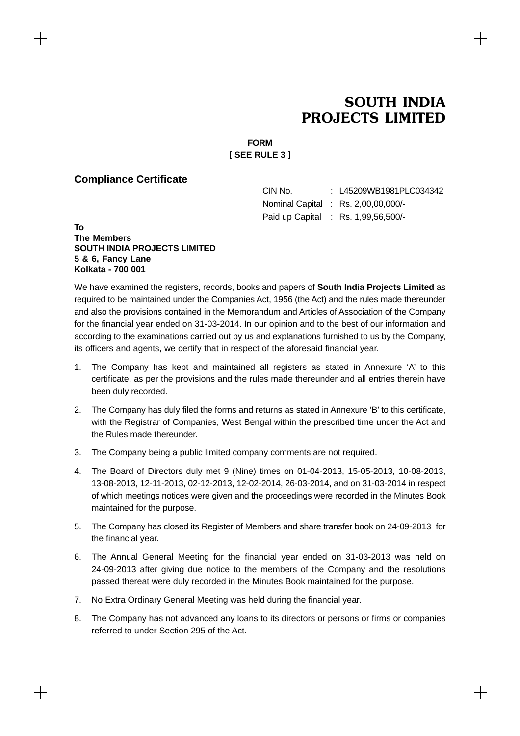# SOUTH INDIA PROJECTS LIMITED

**FORM**
**[ SEE RULE 3 ]**

## Compliance Certificate

| | | |
|---|---|---|
| CIN No. | : | L45209WB1981PLC034342 |
| Nominal Capital | : | Rs. 2,00,00,000/- |
| Paid up Capital | : | Rs. 1,99,56,500/- |

**To**
**The Members**
**SOUTH INDIA PROJECTS LIMITED**
**5 & 6, Fancy Lane**
**Kolkata - 700 001**

We have examined the registers, records, books and papers of **South India Projects Limited** as required to be maintained under the Companies Act, 1956 (the Act) and the rules made thereunder and also the provisions contained in the Memorandum and Articles of Association of the Company for the financial year ended on 31-03-2014. In our opinion and to the best of our information and according to the examinations carried out by us and explanations furnished to us by the Company, its officers and agents, we certify that in respect of the aforesaid financial year.

1. The Company has kept and maintained all registers as stated in Annexure 'A' to this certificate, as per the provisions and the rules made thereunder and all entries therein have been duly recorded.
2. The Company has duly filed the forms and returns as stated in Annexure 'B' to this certificate, with the Registrar of Companies, West Bengal within the prescribed time under the Act and the Rules made thereunder.
3. The Company being a public limited company comments are not required.
4. The Board of Directors duly met 9 (Nine) times on 01-04-2013, 15-05-2013, 10-08-2013, 13-08-2013, 12-11-2013, 02-12-2013, 12-02-2014, 26-03-2014, and on 31-03-2014 in respect of which meetings notices were given and the proceedings were recorded in the Minutes Book maintained for the purpose.
5. The Company has closed its Register of Members and share transfer book on 24-09-2013 for the financial year.
6. The Annual General Meeting for the financial year ended on 31-03-2013 was held on 24-09-2013 after giving due notice to the members of the Company and the resolutions passed thereat were duly recorded in the Minutes Book maintained for the purpose.
7. No Extra Ordinary General Meeting was held during the financial year.
8. The Company has not advanced any loans to its directors or persons or firms or companies referred to under Section 295 of the Act.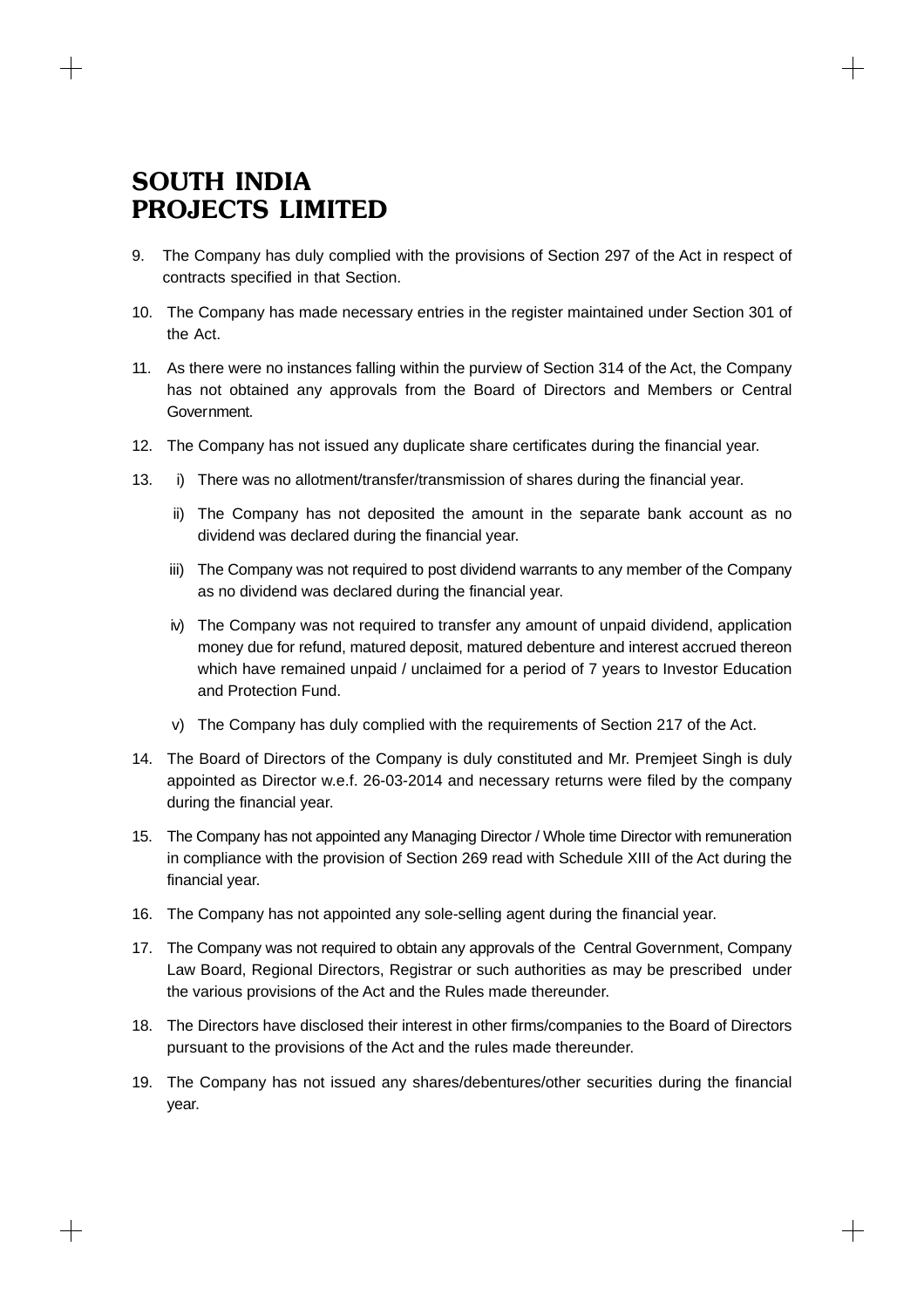# SOUTH INDIA PROJECTS LIMITED

9. The Company has duly complied with the provisions of Section 297 of the Act in respect of contracts specified in that Section.

10. The Company has made necessary entries in the register maintained under Section 301 of the Act.

11. As there were no instances falling within the purview of Section 314 of the Act, the Company has not obtained any approvals from the Board of Directors and Members or Central Government.

12. The Company has not issued any duplicate share certificates during the financial year.

13. i) There was no allotment/transfer/transmission of shares during the financial year.

    ii) The Company has not deposited the amount in the separate bank account as no dividend was declared during the financial year.

    iii) The Company was not required to post dividend warrants to any member of the Company as no dividend was declared during the financial year.

    iv) The Company was not required to transfer any amount of unpaid dividend, application money due for refund, matured deposit, matured debenture and interest accrued thereon which have remained unpaid / unclaimed for a period of 7 years to Investor Education and Protection Fund.

    v) The Company has duly complied with the requirements of Section 217 of the Act.

14. The Board of Directors of the Company is duly constituted and Mr. Premjeet Singh is duly appointed as Director w.e.f. 26-03-2014 and necessary returns were filed by the company during the financial year.

15. The Company has not appointed any Managing Director / Whole time Director with remuneration in compliance with the provision of Section 269 read with Schedule XIII of the Act during the financial year.

16. The Company has not appointed any sole-selling agent during the financial year.

17. The Company was not required to obtain any approvals of the Central Government, Company Law Board, Regional Directors, Registrar or such authorities as may be prescribed under the various provisions of the Act and the Rules made thereunder.

18. The Directors have disclosed their interest in other firms/companies to the Board of Directors pursuant to the provisions of the Act and the rules made thereunder.

19. The Company has not issued any shares/debentures/other securities during the financial year.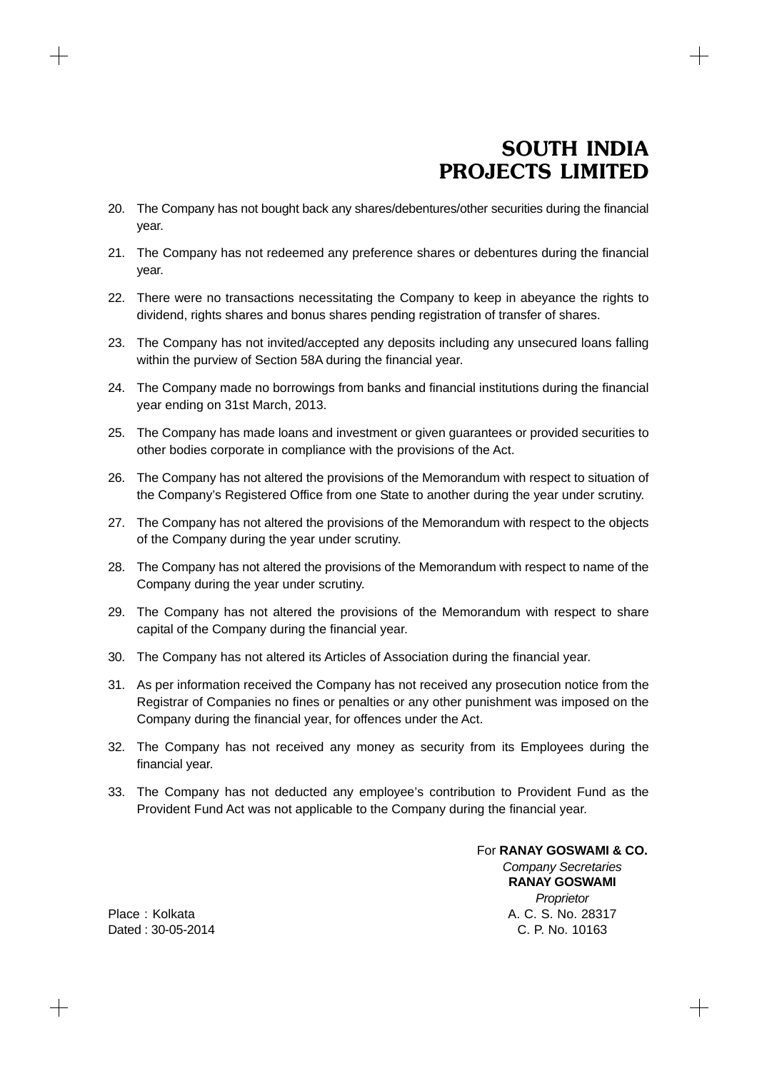20. The Company has not bought back any shares/debentures/other securities during the financial year.

21. The Company has not redeemed any preference shares or debentures during the financial year.

22. There were no transactions necessitating the Company to keep in abeyance the rights to dividend, rights shares and bonus shares pending registration of transfer of shares.

23. The Company has not invited/accepted any deposits including any unsecured loans falling within the purview of Section 58A during the financial year.

24. The Company made no borrowings from banks and financial institutions during the financial year ending on 31st March, 2013.

25. The Company has made loans and investment or given guarantees or provided securities to other bodies corporate in compliance with the provisions of the Act.

26. The Company has not altered the provisions of the Memorandum with respect to situation of the Company's Registered Office from one State to another during the year under scrutiny.

27. The Company has not altered the provisions of the Memorandum with respect to the objects of the Company during the year under scrutiny.

28. The Company has not altered the provisions of the Memorandum with respect to name of the Company during the year under scrutiny.

29. The Company has not altered the provisions of the Memorandum with respect to share capital of the Company during the financial year.

30. The Company has not altered its Articles of Association during the financial year.

31. As per information received the Company has not received any prosecution notice from the Registrar of Companies no fines or penalties or any other punishment was imposed on the Company during the financial year, for offences under the Act.

32. The Company has not received any money as security from its Employees during the financial year.

33. The Company has not deducted any employee's contribution to Provident Fund as the Provident Fund Act was not applicable to the Company during the financial year.

For **RANAY GOSWAMI & CO.**
*Company Secretaries*
**RANAY GOSWAMI**
*Proprietor*
A. C. S. No. 28317
C. P. No. 10163

Place : Kolkata
Dated : 30-05-2014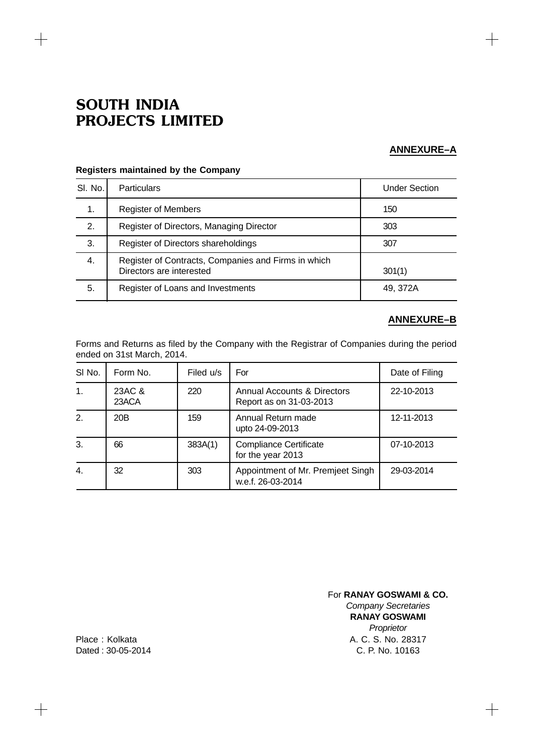# SOUTH INDIA PROJECTS LIMITED

## ANNEXURE–A

**Registers maintained by the Company**

| Sl. No. | Particulars | Under Section |
|---|---|---|
| 1. | Register of Members | 150 |
| 2. | Register of Directors, Managing Director | 303 |
| 3. | Register of Directors shareholdings | 307 |
| 4. | Register of Contracts, Companies and Firms in which Directors are interested | 301(1) |
| 5. | Register of Loans and Investments | 49, 372A |

## ANNEXURE–B

Forms and Returns as filed by the Company with the Registrar of Companies during the period ended on 31st March, 2014.

| Sl No. | Form No. | Filed u/s | For | Date of Filing |
|---|---|---|---|---|
| 1. | 23AC & 23ACA | 220 | Annual Accounts & Directors Report as on 31-03-2013 | 22-10-2013 |
| 2. | 20B | 159 | Annual Return made upto 24-09-2013 | 12-11-2013 |
| 3. | 66 | 383A(1) | Compliance Certificate for the year 2013 | 07-10-2013 |
| 4. | 32 | 303 | Appointment of Mr. Premjeet Singh w.e.f. 26-03-2014 | 29-03-2014 |

For **RANAY GOSWAMI & CO.**
*Company Secretaries*
**RANAY GOSWAMI**
*Proprietor*
A. C. S. No. 28317
C. P. No. 10163

Place : Kolkata
Dated : 30-05-2014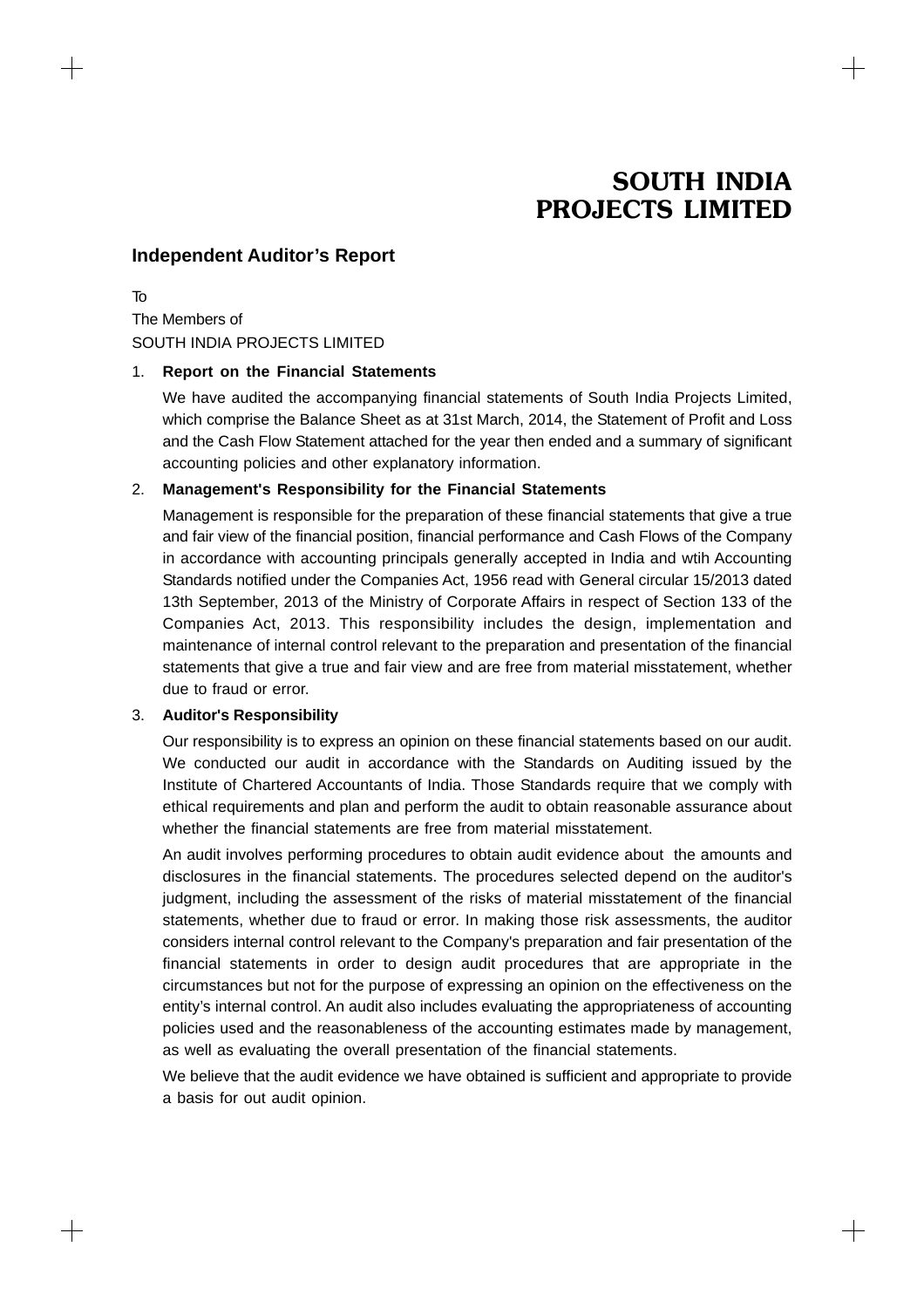# SOUTH INDIA PROJECTS LIMITED

## Independent Auditor's Report

To

The Members of

SOUTH INDIA PROJECTS LIMITED

1. **Report on the Financial Statements**

   We have audited the accompanying financial statements of South India Projects Limited, which comprise the Balance Sheet as at 31st March, 2014, the Statement of Profit and Loss and the Cash Flow Statement attached for the year then ended and a summary of significant accounting policies and other explanatory information.

2. **Management's Responsibility for the Financial Statements**

   Management is responsible for the preparation of these financial statements that give a true and fair view of the financial position, financial performance and Cash Flows of the Company in accordance with accounting principals generally accepted in India and wtih Accounting Standards notified under the Companies Act, 1956 read with General circular 15/2013 dated 13th September, 2013 of the Ministry of Corporate Affairs in respect of Section 133 of the Companies Act, 2013. This responsibility includes the design, implementation and maintenance of internal control relevant to the preparation and presentation of the financial statements that give a true and fair view and are free from material misstatement, whether due to fraud or error.

3. **Auditor's Responsibility**

   Our responsibility is to express an opinion on these financial statements based on our audit. We conducted our audit in accordance with the Standards on Auditing issued by the Institute of Chartered Accountants of India. Those Standards require that we comply with ethical requirements and plan and perform the audit to obtain reasonable assurance about whether the financial statements are free from material misstatement.

   An audit involves performing procedures to obtain audit evidence about the amounts and disclosures in the financial statements. The procedures selected depend on the auditor's judgment, including the assessment of the risks of material misstatement of the financial statements, whether due to fraud or error. In making those risk assessments, the auditor considers internal control relevant to the Company's preparation and fair presentation of the financial statements in order to design audit procedures that are appropriate in the circumstances but not for the purpose of expressing an opinion on the effectiveness on the entity's internal control. An audit also includes evaluating the appropriateness of accounting policies used and the reasonableness of the accounting estimates made by management, as well as evaluating the overall presentation of the financial statements.

   We believe that the audit evidence we have obtained is sufficient and appropriate to provide a basis for out audit opinion.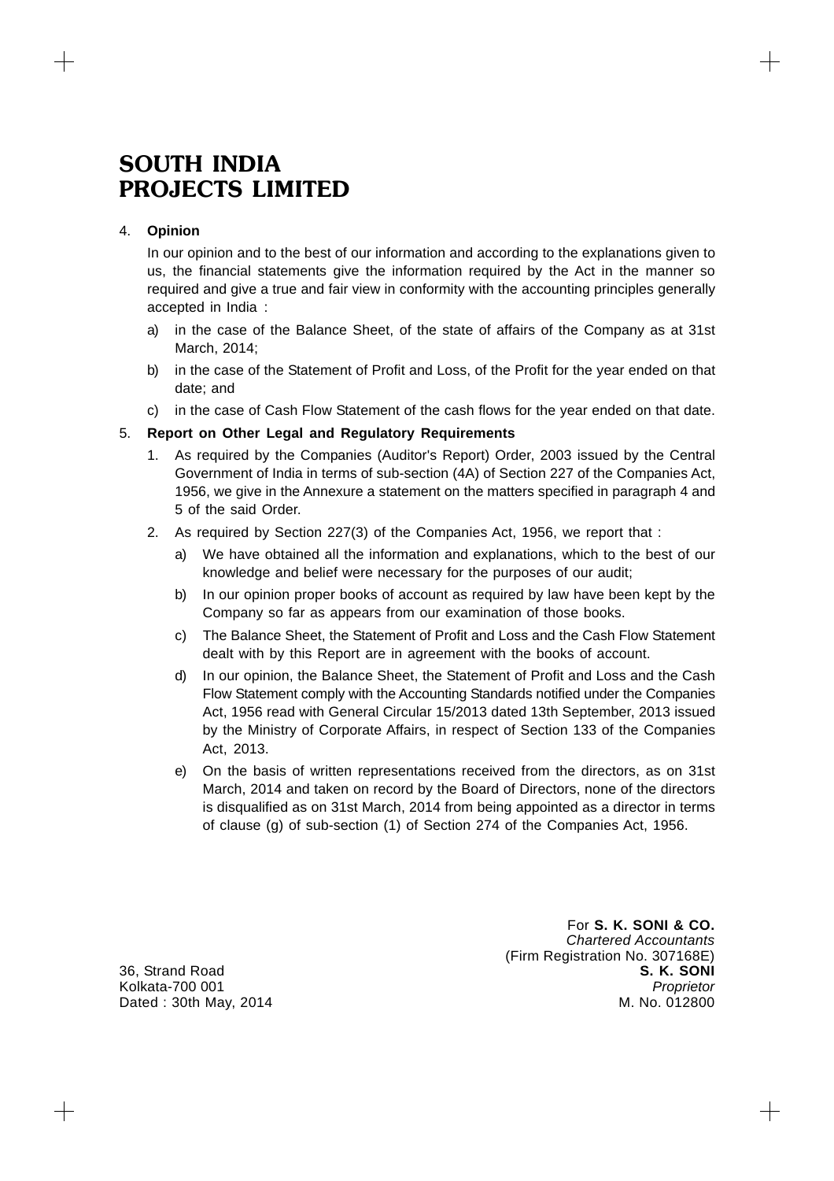# SOUTH INDIA PROJECTS LIMITED

4. **Opinion**

   In our opinion and to the best of our information and according to the explanations given to us, the financial statements give the information required by the Act in the manner so required and give a true and fair view in conformity with the accounting principles generally accepted in India :

   a) in the case of the Balance Sheet, of the state of affairs of the Company as at 31st March, 2014;

   b) in the case of the Statement of Profit and Loss, of the Profit for the year ended on that date; and

   c) in the case of Cash Flow Statement of the cash flows for the year ended on that date.

5. **Report on Other Legal and Regulatory Requirements**

   1. As required by the Companies (Auditor's Report) Order, 2003 issued by the Central Government of India in terms of sub-section (4A) of Section 227 of the Companies Act, 1956, we give in the Annexure a statement on the matters specified in paragraph 4 and 5 of the said Order.

   2. As required by Section 227(3) of the Companies Act, 1956, we report that :

      a) We have obtained all the information and explanations, which to the best of our knowledge and belief were necessary for the purposes of our audit;

      b) In our opinion proper books of account as required by law have been kept by the Company so far as appears from our examination of those books.

      c) The Balance Sheet, the Statement of Profit and Loss and the Cash Flow Statement dealt with by this Report are in agreement with the books of account.

      d) In our opinion, the Balance Sheet, the Statement of Profit and Loss and the Cash Flow Statement comply with the Accounting Standards notified under the Companies Act, 1956 read with General Circular 15/2013 dated 13th September, 2013 issued by the Ministry of Corporate Affairs, in respect of Section 133 of the Companies Act, 2013.

      e) On the basis of written representations received from the directors, as on 31st March, 2014 and taken on record by the Board of Directors, none of the directors is disqualified as on 31st March, 2014 from being appointed as a director in terms of clause (g) of sub-section (1) of Section 274 of the Companies Act, 1956.

For **S. K. SONI & CO.**
*Chartered Accountants*
(Firm Registration No. 307168E)
**S. K. SONI**
*Proprietor*
M. No. 012800

36, Strand Road
Kolkata-700 001
Dated : 30th May, 2014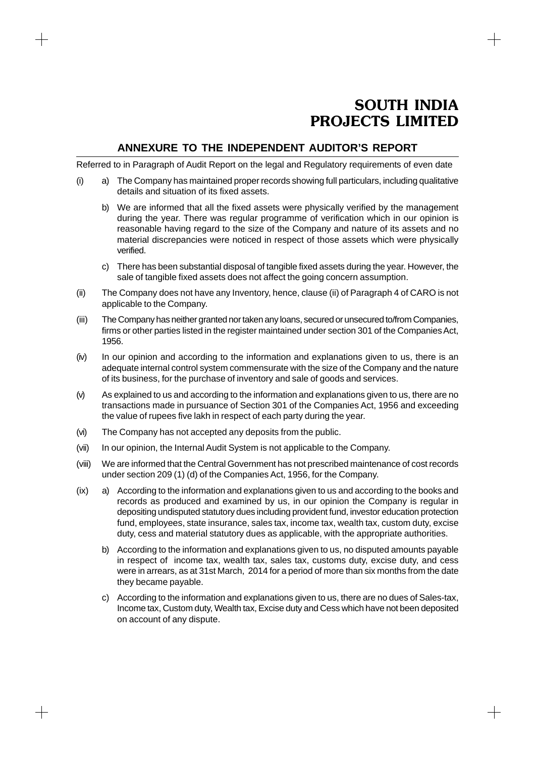## ANNEXURE TO THE INDEPENDENT AUDITOR'S REPORT

Referred to in Paragraph of Audit Report on the legal and Regulatory requirements of even date

(i) a) The Company has maintained proper records showing full particulars, including qualitative details and situation of its fixed assets.

b) We are informed that all the fixed assets were physically verified by the management during the year. There was regular programme of verification which in our opinion is reasonable having regard to the size of the Company and nature of its assets and no material discrepancies were noticed in respect of those assets which were physically verified.

c) There has been substantial disposal of tangible fixed assets during the year. However, the sale of tangible fixed assets does not affect the going concern assumption.

(ii) The Company does not have any Inventory, hence, clause (ii) of Paragraph 4 of CARO is not applicable to the Company.

(iii) The Company has neither granted nor taken any loans, secured or unsecured to/from Companies, firms or other parties listed in the register maintained under section 301 of the Companies Act, 1956.

(iv) In our opinion and according to the information and explanations given to us, there is an adequate internal control system commensurate with the size of the Company and the nature of its business, for the purchase of inventory and sale of goods and services.

(v) As explained to us and according to the information and explanations given to us, there are no transactions made in pursuance of Section 301 of the Companies Act, 1956 and exceeding the value of rupees five lakh in respect of each party during the year.

(vi) The Company has not accepted any deposits from the public.

(vii) In our opinion, the Internal Audit System is not applicable to the Company.

(viii) We are informed that the Central Government has not prescribed maintenance of cost records under section 209 (1) (d) of the Companies Act, 1956, for the Company.

(ix) a) According to the information and explanations given to us and according to the books and records as produced and examined by us, in our opinion the Company is regular in depositing undisputed statutory dues including provident fund, investor education protection fund, employees, state insurance, sales tax, income tax, wealth tax, custom duty, excise duty, cess and material statutory dues as applicable, with the appropriate authorities.

b) According to the information and explanations given to us, no disputed amounts payable in respect of income tax, wealth tax, sales tax, customs duty, excise duty, and cess were in arrears, as at 31st March, 2014 for a period of more than six months from the date they became payable.

c) According to the information and explanations given to us, there are no dues of Sales-tax, Income tax, Custom duty, Wealth tax, Excise duty and Cess which have not been deposited on account of any dispute.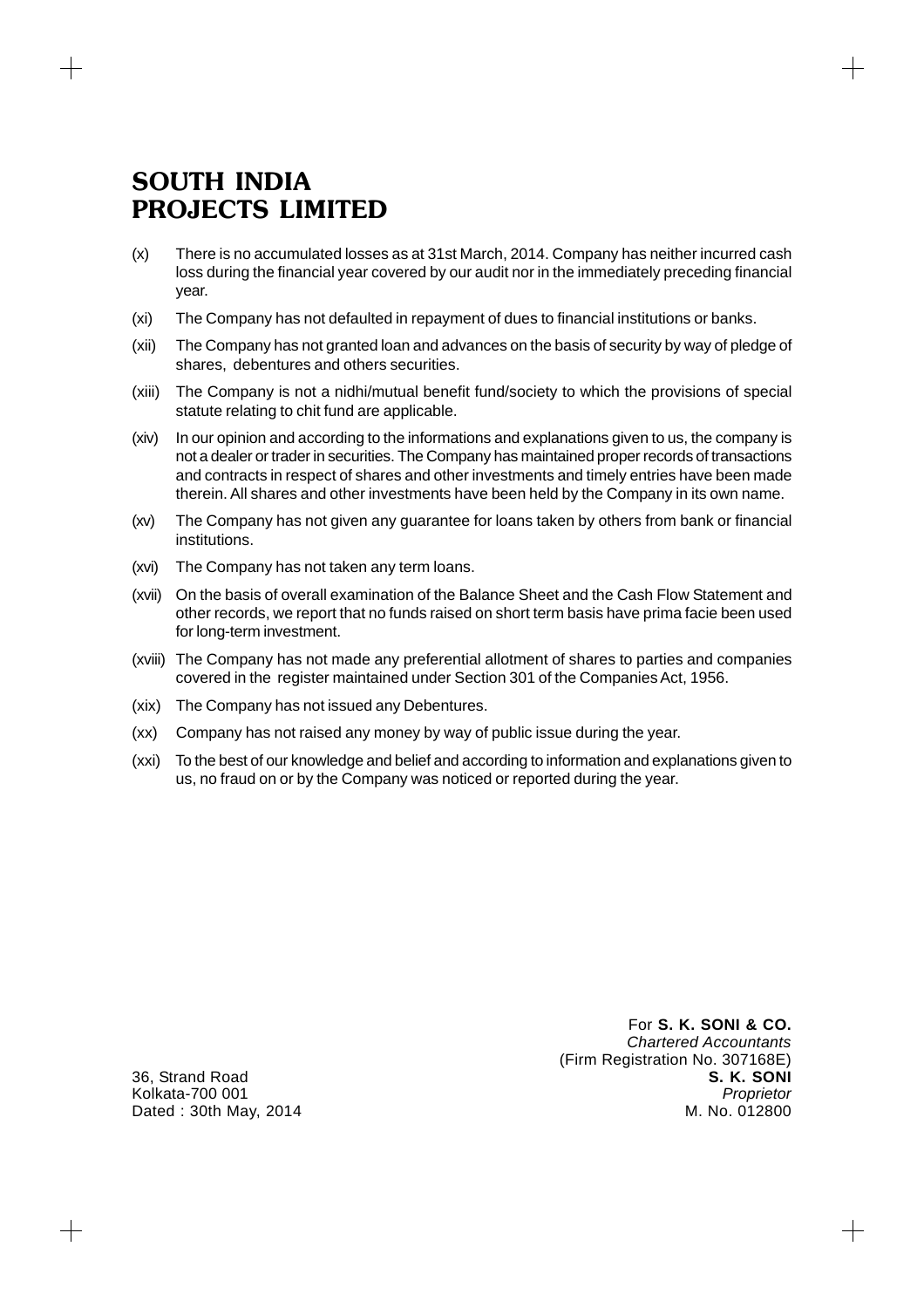(x) There is no accumulated losses as at 31st March, 2014. Company has neither incurred cash loss during the financial year covered by our audit nor in the immediately preceding financial year.

(xi) The Company has not defaulted in repayment of dues to financial institutions or banks.

(xii) The Company has not granted loan and advances on the basis of security by way of pledge of shares, debentures and others securities.

(xiii) The Company is not a nidhi/mutual benefit fund/society to which the provisions of special statute relating to chit fund are applicable.

(xiv) In our opinion and according to the informations and explanations given to us, the company is not a dealer or trader in securities. The Company has maintained proper records of transactions and contracts in respect of shares and other investments and timely entries have been made therein. All shares and other investments have been held by the Company in its own name.

(xv) The Company has not given any guarantee for loans taken by others from bank or financial institutions.

(xvi) The Company has not taken any term loans.

(xvii) On the basis of overall examination of the Balance Sheet and the Cash Flow Statement and other records, we report that no funds raised on short term basis have prima facie been used for long-term investment.

(xviii) The Company has not made any preferential allotment of shares to parties and companies covered in the register maintained under Section 301 of the Companies Act, 1956.

(xix) The Company has not issued any Debentures.

(xx) Company has not raised any money by way of public issue during the year.

(xxi) To the best of our knowledge and belief and according to information and explanations given to us, no fraud on or by the Company was noticed or reported during the year.

For **S. K. SONI & CO.**
*Chartered Accountants*
(Firm Registration No. 307168E)
**S. K. SONI**
*Proprietor*
M. No. 012800

36, Strand Road
Kolkata-700 001
Dated : 30th May, 2014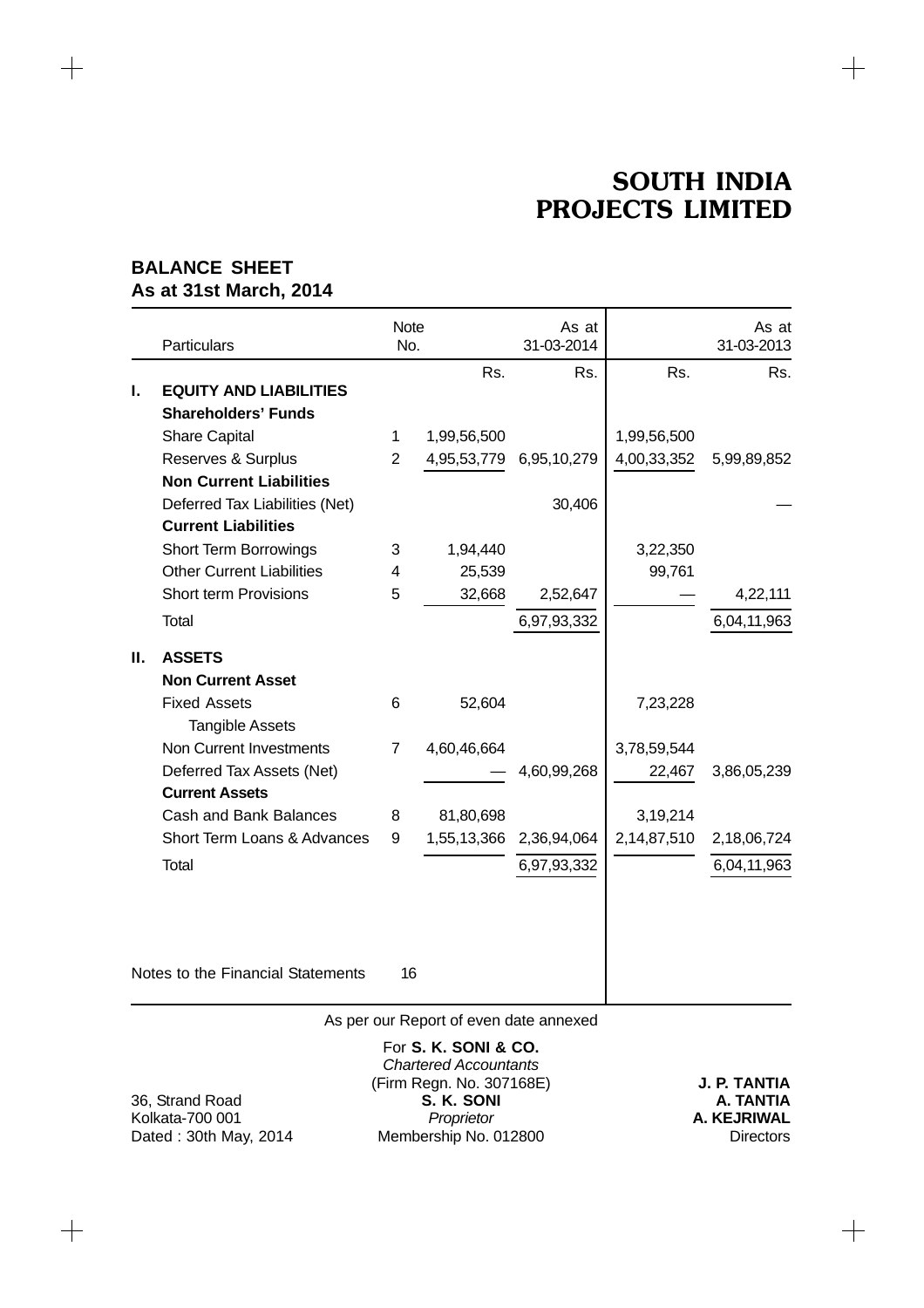# SOUTH INDIA PROJECTS LIMITED

## BALANCE SHEET
### As at 31st March, 2014

| | Particulars | Note No. | | As at 31-03-2014 | | As at 31-03-2013 |
|---|---|---|---|---|---|---|
| | | | Rs. | Rs. | Rs. | Rs. |
| **I.** | **EQUITY AND LIABILITIES** | | | | | |
| | **Shareholders' Funds** | | | | | |
| | Share Capital | 1 | 1,99,56,500 | | 1,99,56,500 | |
| | Reserves & Surplus | 2 | 4,95,53,779 | 6,95,10,279 | 4,00,33,352 | 5,99,89,852 |
| | **Non Current Liabilities** | | | | | |
| | Deferred Tax Liabilities (Net) | | | 30,406 | | — |
| | **Current Liabilities** | | | | | |
| | Short Term Borrowings | 3 | 1,94,440 | | 3,22,350 | |
| | Other Current Liabilities | 4 | 25,539 | | 99,761 | |
| | Short term Provisions | 5 | 32,668 | 2,52,647 | — | 4,22,111 |
| | Total | | | 6,97,93,332 | | 6,04,11,963 |
| **II.** | **ASSETS** | | | | | |
| | **Non Current Asset** | | | | | |
| | Fixed Assets | 6 | 52,604 | | 7,23,228 | |
| | Tangible Assets | | | | | |
| | Non Current Investments | 7 | 4,60,46,664 | | 3,78,59,544 | |
| | Deferred Tax Assets (Net) | | — | 4,60,99,268 | 22,467 | 3,86,05,239 |
| | **Current Assets** | | | | | |
| | Cash and Bank Balances | 8 | 81,80,698 | | 3,19,214 | |
| | Short Term Loans & Advances | 9 | 1,55,13,366 | 2,36,94,064 | 2,14,87,510 | 2,18,06,724 |
| | Total | | | 6,97,93,332 | | 6,04,11,963 |
| | Notes to the Financial Statements | 16 | | | | |

As per our Report of even date annexed

For **S. K. SONI & CO.**
*Chartered Accountants*
(Firm Regn. No. 307168E)
**S. K. SONI**
*Proprietor*
Membership No. 012800

36, Strand Road
Kolkata-700 001
Dated : 30th May, 2014

**J. P. TANTIA**
**A. TANTIA**
**A. KEJRIWAL**
Directors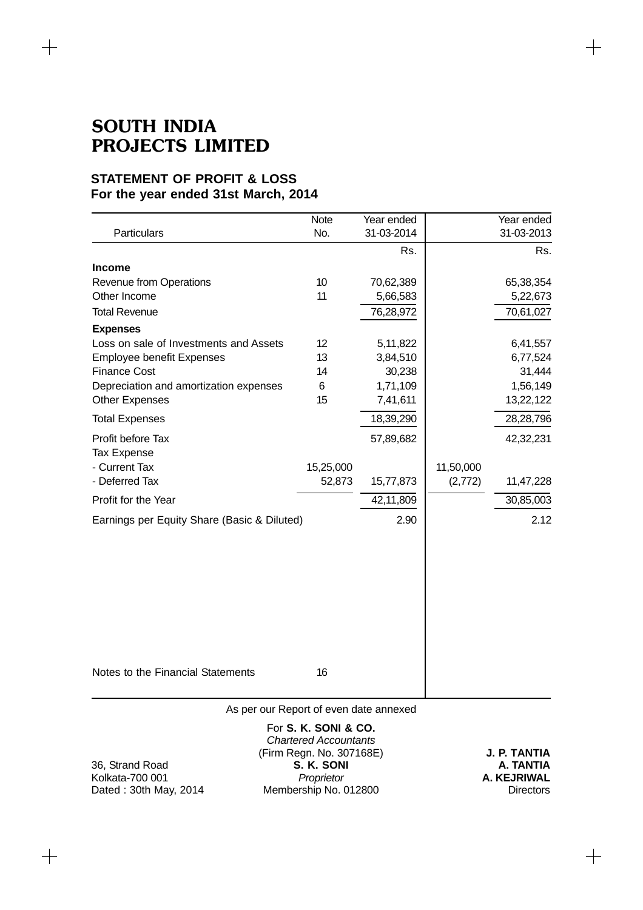# SOUTH INDIA PROJECTS LIMITED

## STATEMENT OF PROFIT & LOSS
## For the year ended 31st March, 2014

| Particulars | Note No. | | Year ended 31-03-2014 | | Year ended 31-03-2013 |
|---|---|---|---|---|---|
| | | | Rs. | | Rs. |
| **Income** | | | | | |
| Revenue from Operations | 10 | | 70,62,389 | | 65,38,354 |
| Other Income | 11 | | 5,66,583 | | 5,22,673 |
| Total Revenue | | | 76,28,972 | | 70,61,027 |
| **Expenses** | | | | | |
| Loss on sale of Investments and Assets | 12 | | 5,11,822 | | 6,41,557 |
| Employee benefit Expenses | 13 | | 3,84,510 | | 6,77,524 |
| Finance Cost | 14 | | 30,238 | | 31,444 |
| Depreciation and amortization expenses | 6 | | 1,71,109 | | 1,56,149 |
| Other Expenses | 15 | | 7,41,611 | | 13,22,122 |
| Total Expenses | | | 18,39,290 | | 28,28,796 |
| Profit before Tax | | | 57,89,682 | | 42,32,231 |
| Tax Expense | | | | | |
| - Current Tax | | 15,25,000 | | 11,50,000 | |
| - Deferred Tax | | 52,873 | 15,77,873 | (2,772) | 11,47,228 |
| Profit for the Year | | | 42,11,809 | | 30,85,003 |
| Earnings per Equity Share (Basic & Diluted) | | | 2.90 | | 2.12 |
| Notes to the Financial Statements | 16 | | | | |

As per our Report of even date annexed

For **S. K. SONI & CO.**
*Chartered Accountants*
(Firm Regn. No. 307168E)
**S. K. SONI**
*Proprietor*
Membership No. 012800

36, Strand Road
Kolkata-700 001
Dated : 30th May, 2014

**J. P. TANTIA**
**A. TANTIA**
**A. KEJRIWAL**
Directors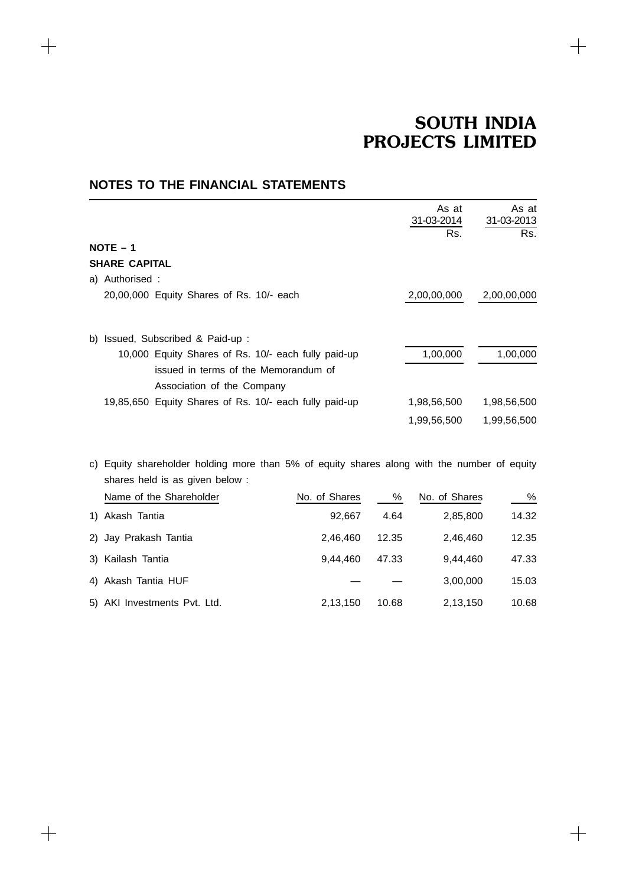# SOUTH INDIA PROJECTS LIMITED

## NOTES TO THE FINANCIAL STATEMENTS

| | As at 31-03-2014 Rs. | As at 31-03-2013 Rs. |
|---|---|---|
| **NOTE – 1** | | |
| **SHARE CAPITAL** | | |
| a) Authorised : | | |
| 20,00,000 Equity Shares of Rs. 10/- each | 2,00,00,000 | 2,00,00,000 |
| b) Issued, Subscribed & Paid-up : | | |
| 10,000 Equity Shares of Rs. 10/- each fully paid-up issued in terms of the Memorandum of Association of the Company | 1,00,000 | 1,00,000 |
| 19,85,650 Equity Shares of Rs. 10/- each fully paid-up | 1,98,56,500 | 1,98,56,500 |
| | 1,99,56,500 | 1,99,56,500 |

c) Equity shareholder holding more than 5% of equity shares along with the number of equity shares held is as given below :

| Name of the Shareholder | No. of Shares | % | No. of Shares | % |
|---|---|---|---|---|
| 1) Akash Tantia | 92,667 | 4.64 | 2,85,800 | 14.32 |
| 2) Jay Prakash Tantia | 2,46,460 | 12.35 | 2,46,460 | 12.35 |
| 3) Kailash Tantia | 9,44,460 | 47.33 | 9,44,460 | 47.33 |
| 4) Akash Tantia HUF | — | — | 3,00,000 | 15.03 |
| 5) AKI Investments Pvt. Ltd. | 2,13,150 | 10.68 | 2,13,150 | 10.68 |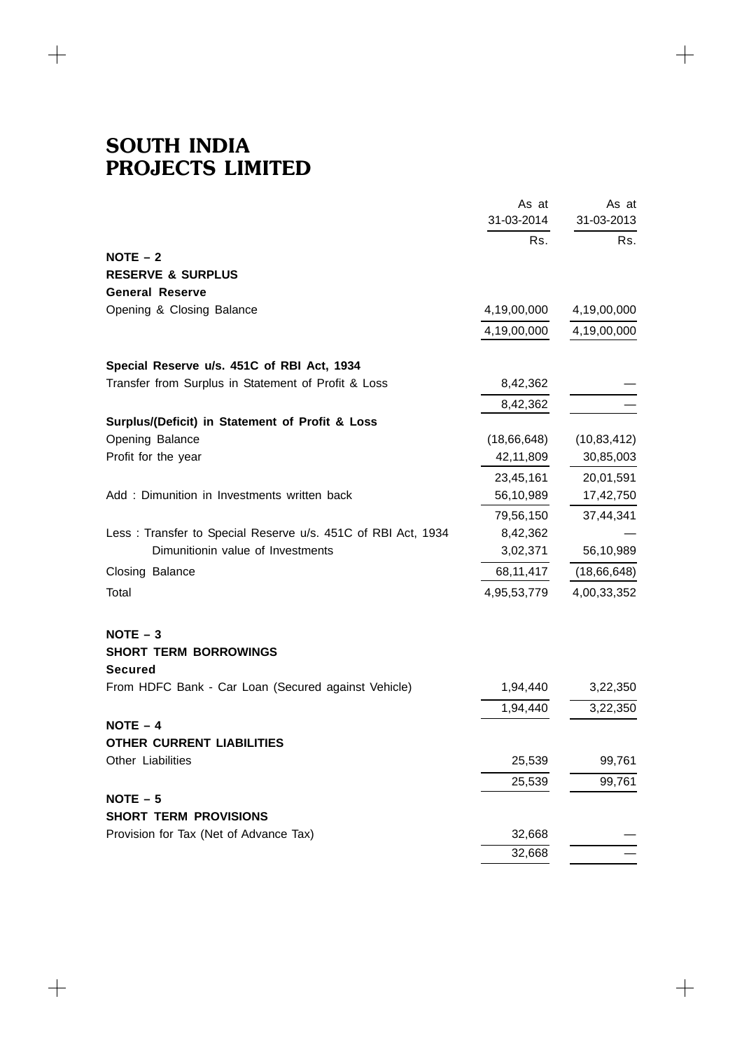# SOUTH INDIA PROJECTS LIMITED

| | As at 31-03-2014 Rs. | As at 31-03-2013 Rs. |
|---|---|---|
| **NOTE – 2** | | |
| **RESERVE & SURPLUS** | | |
| **General Reserve** | | |
| Opening & Closing Balance | 4,19,00,000 | 4,19,00,000 |
| | 4,19,00,000 | 4,19,00,000 |
| **Special Reserve u/s. 451C of RBI Act, 1934** | | |
| Transfer from Surplus in Statement of Profit & Loss | 8,42,362 | — |
| | 8,42,362 | — |
| **Surplus/(Deficit) in Statement of Profit & Loss** | | |
| Opening Balance | (18,66,648) | (10,83,412) |
| Profit for the year | 42,11,809 | 30,85,003 |
| | 23,45,161 | 20,01,591 |
| Add : Dimunition in Investments written back | 56,10,989 | 17,42,750 |
| | 79,56,150 | 37,44,341 |
| Less : Transfer to Special Reserve u/s. 451C of RBI Act, 1934 | 8,42,362 | — |
| Dimunitionin value of Investments | 3,02,371 | 56,10,989 |
| Closing Balance | 68,11,417 | (18,66,648) |
| Total | 4,95,53,779 | 4,00,33,352 |
| **NOTE – 3** | | |
| **SHORT TERM BORROWINGS** | | |
| **Secured** | | |
| From HDFC Bank - Car Loan (Secured against Vehicle) | 1,94,440 | 3,22,350 |
| | 1,94,440 | 3,22,350 |
| **NOTE – 4** | | |
| **OTHER CURRENT LIABILITIES** | | |
| Other Liabilities | 25,539 | 99,761 |
| | 25,539 | 99,761 |
| **NOTE – 5** | | |
| **SHORT TERM PROVISIONS** | | |
| Provision for Tax (Net of Advance Tax) | 32,668 | — |
| | 32,668 | — |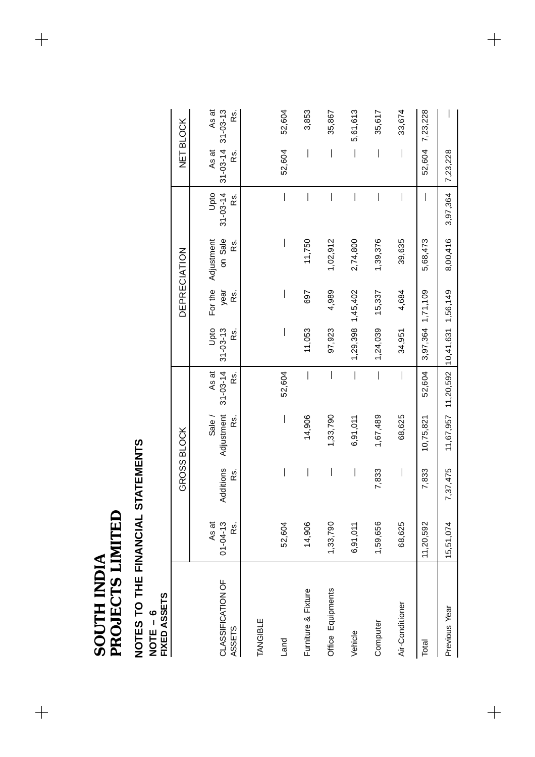# SOUTH INDIA PROJECTS LIMITED

## NOTES TO THE FINANCIAL STATEMENTS

**NOTE – 6**
**FIXED ASSETS**

| CLASSIFICATION OF ASSETS | GROSS BLOCK | | | | DEPRECIATION | | | | NET BLOCK | |
|---|---|---|---|---|---|---|---|---|---|---|
| | As at 01-04-13 Rs. | Additions Rs. | Sale / Adjustment Rs. | As at 31-03-14 Rs. | Upto 31-03-13 Rs. | For the year Rs. | Adjustment on Sale Rs. | Upto 31-03-14 Rs. | As at 31-03-14 Rs. | As at 31-03-13 Rs. |
| TANGIBLE | | | | | | | | | | |
| Land | 52,604 | — | — | 52,604 | — | — | — | — | 52,604 | 52,604 |
| Furniture & Fixture | 14,906 | — | 14,906 | — | 11,053 | 697 | 11,750 | — | — | 3,853 |
| Office Equipments | 1,33,790 | — | 1,33,790 | — | 97,923 | 4,989 | 1,02,912 | — | — | 35,867 |
| Vehicle | 6,91,011 | — | 6,91,011 | — | 1,29,398 | 1,45,402 | 2,74,800 | — | — | 5,61,613 |
| Computer | 1,59,656 | 7,833 | 1,67,489 | — | 1,24,039 | 15,337 | 1,39,376 | — | — | 35,617 |
| Air-Conditioner | 68,625 | — | 68,625 | — | 34,951 | 4,684 | 39,635 | — | — | 33,674 |
| Total | 11,20,592 | 7,833 | 10,75,821 | 52,604 | 3,97,364 | 1,71,109 | 5,68,473 | — | 52,604 | 7,23,228 |
| Previous Year | 15,51,074 | 7,37,475 | 11,67,957 | 11,20,592 | 10,41,631 | 1,56,149 | 8,00,416 | 3,97,364 | 7,23,228 | — |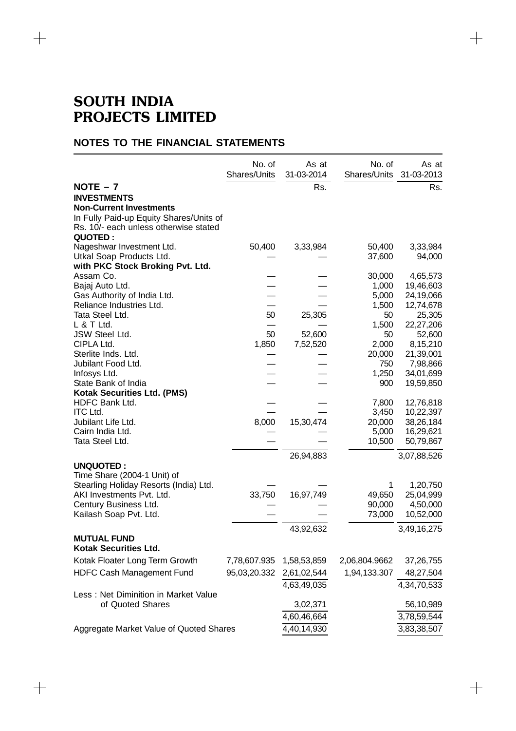# SOUTH INDIA PROJECTS LIMITED

## NOTES TO THE FINANCIAL STATEMENTS

| | No. of Shares/Units | As at 31-03-2014 | No. of Shares/Units | As at 31-03-2013 |
|---|---|---|---|---|
| **NOTE – 7** | | Rs. | | Rs. |
| **INVESTMENTS** | | | | |
| **Non-Current Investments** | | | | |
| In Fully Paid-up Equity Shares/Units of Rs. 10/- each unless otherwise stated | | | | |
| **QUOTED :** | | | | |
| Nageshwar Investment Ltd. | 50,400 | 3,33,984 | 50,400 | 3,33,984 |
| Utkal Soap Products Ltd. | — | — | 37,600 | 94,000 |
| **with PKC Stock Broking Pvt. Ltd.** | | | | |
| Assam Co. | — | — | 30,000 | 4,65,573 |
| Bajaj Auto Ltd. | — | — | 1,000 | 19,46,603 |
| Gas Authority of India Ltd. | — | — | 5,000 | 24,19,066 |
| Reliance Industries Ltd. | — | — | 1,500 | 12,74,678 |
| Tata Steel Ltd. | 50 | 25,305 | 50 | 25,305 |
| L & T Ltd. | — | — | 1,500 | 22,27,206 |
| JSW Steel Ltd. | 50 | 52,600 | 50 | 52,600 |
| CIPLA Ltd. | 1,850 | 7,52,520 | 2,000 | 8,15,210 |
| Sterlite Inds. Ltd. | — | — | 20,000 | 21,39,001 |
| Jubilant Food Ltd. | — | — | 750 | 7,98,866 |
| Infosys Ltd. | — | — | 1,250 | 34,01,699 |
| State Bank of India | — | — | 900 | 19,59,850 |
| **Kotak Securities Ltd. (PMS)** | | | | |
| HDFC Bank Ltd. | — | — | 7,800 | 12,76,818 |
| ITC Ltd. | — | — | 3,450 | 10,22,397 |
| Jubilant Life Ltd. | 8,000 | 15,30,474 | 20,000 | 38,26,184 |
| Cairn India Ltd. | — | — | 5,000 | 16,29,621 |
| Tata Steel Ltd. | — | — | 10,500 | 50,79,867 |
| | | 26,94,883 | | 3,07,88,526 |
| **UNQUOTED :** | | | | |
| Time Share (2004-1 Unit) of Stearling Holiday Resorts (India) Ltd. | — | — | 1 | 1,20,750 |
| AKI Investments Pvt. Ltd. | 33,750 | 16,97,749 | 49,650 | 25,04,999 |
| Century Business Ltd. | — | — | 90,000 | 4,50,000 |
| Kailash Soap Pvt. Ltd. | — | — | 73,000 | 10,52,000 |
| | | 43,92,632 | | 3,49,16,275 |
| **MUTUAL FUND** | | | | |
| **Kotak Securities Ltd.** | | | | |
| Kotak Floater Long Term Growth | 7,78,607.935 | 1,58,53,859 | 2,06,804.9662 | 37,26,755 |
| HDFC Cash Management Fund | 95,03,20.332 | 2,61,02,544 | 1,94,133.307 | 48,27,504 |
| | | 4,63,49,035 | | 4,34,70,533 |
| Less : Net Diminition in Market Value of Quoted Shares | | 3,02,371 | | 56,10,989 |
| | | 4,60,46,664 | | 3,78,59,544 |
| Aggregate Market Value of Quoted Shares | | 4,40,14,930 | | 3,83,38,507 |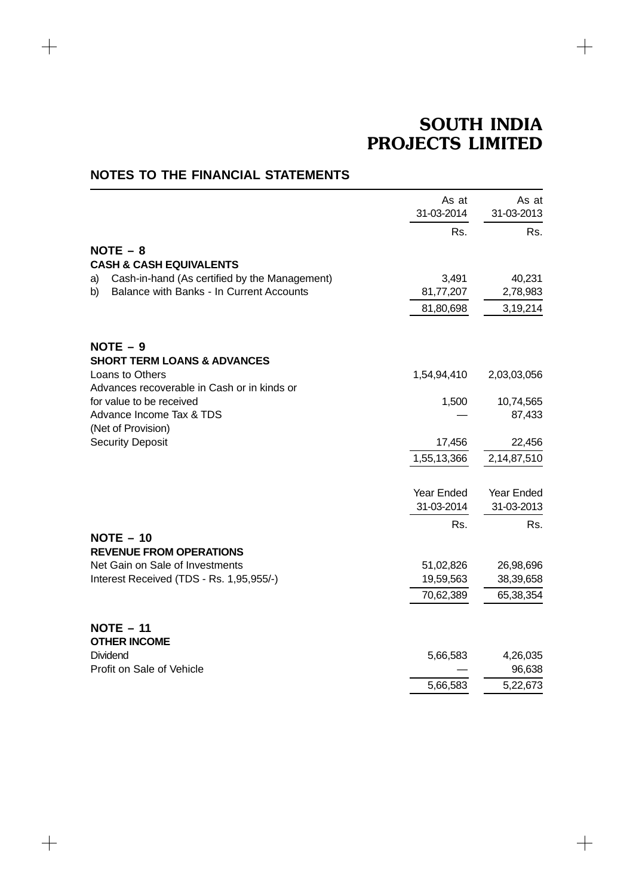# SOUTH INDIA PROJECTS LIMITED

## NOTES TO THE FINANCIAL STATEMENTS

| | As at 31-03-2014 | As at 31-03-2013 |
|---|---|---|
| | Rs. | Rs. |
| **NOTE – 8** | | |
| **CASH & CASH EQUIVALENTS** | | |
| a) Cash-in-hand (As certified by the Management) | 3,491 | 40,231 |
| b) Balance with Banks - In Current Accounts | 81,77,207 | 2,78,983 |
| | 81,80,698 | 3,19,214 |
| **NOTE – 9** | | |
| **SHORT TERM LOANS & ADVANCES** | | |
| Loans to Others | 1,54,94,410 | 2,03,03,056 |
| Advances recoverable in Cash or in kinds or for value to be received | 1,500 | 10,74,565 |
| Advance Income Tax & TDS (Net of Provision) | — | 87,433 |
| Security Deposit | 17,456 | 22,456 |
| | 1,55,13,366 | 2,14,87,510 |

| | Year Ended 31-03-2014 | Year Ended 31-03-2013 |
|---|---|---|
| | Rs. | Rs. |
| **NOTE – 10** | | |
| **REVENUE FROM OPERATIONS** | | |
| Net Gain on Sale of Investments | 51,02,826 | 26,98,696 |
| Interest Received (TDS - Rs. 1,95,955/-) | 19,59,563 | 38,39,658 |
| | 70,62,389 | 65,38,354 |
| **NOTE – 11** | | |
| **OTHER INCOME** | | |
| Dividend | 5,66,583 | 4,26,035 |
| Profit on Sale of Vehicle | — | 96,638 |
| | 5,66,583 | 5,22,673 |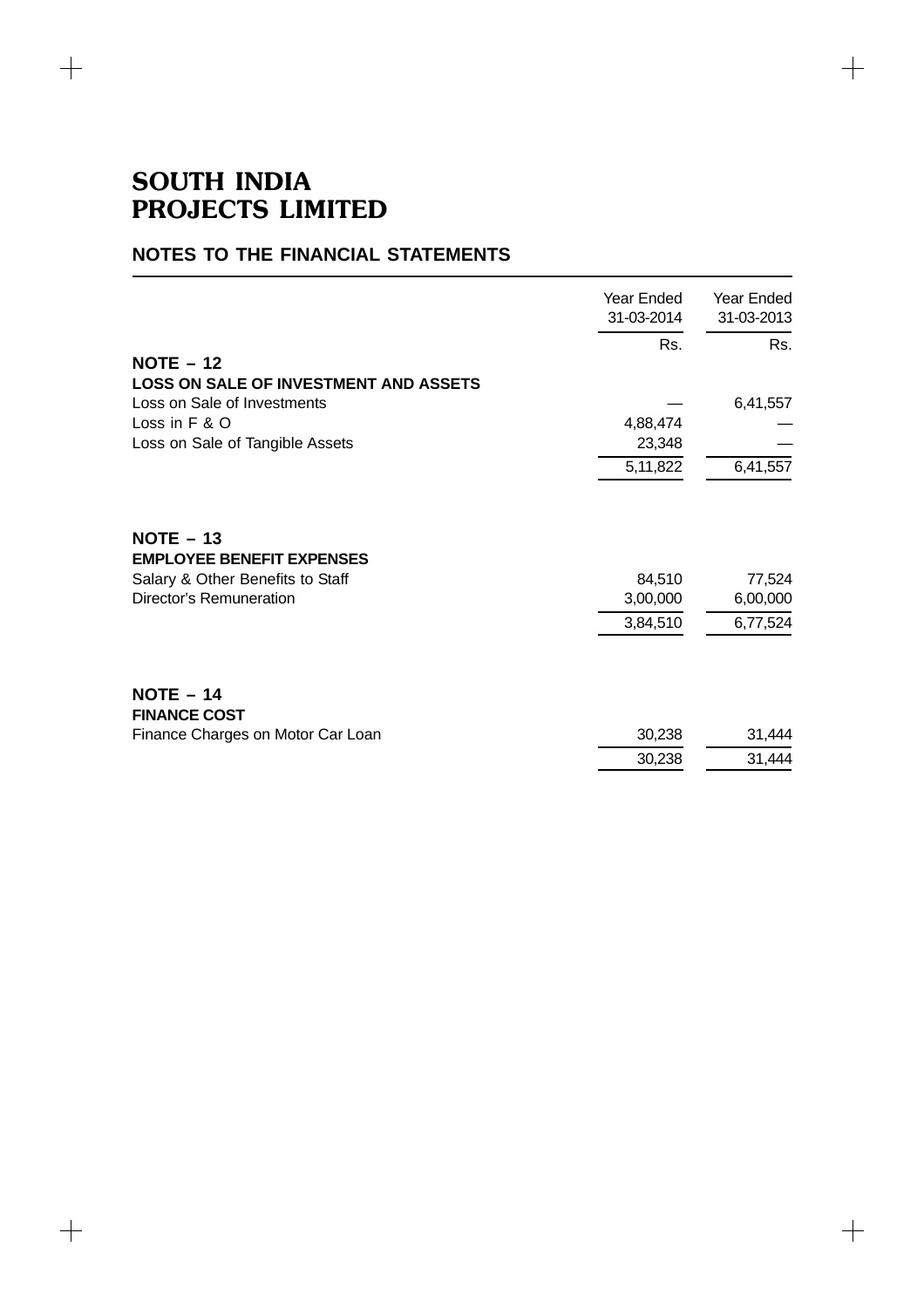# SOUTH INDIA PROJECTS LIMITED

## NOTES TO THE FINANCIAL STATEMENTS

| | Year Ended 31-03-2014 | Year Ended 31-03-2013 |
|---|---|---|
| | Rs. | Rs. |
| **NOTE – 12** | | |
| **LOSS ON SALE OF INVESTMENT AND ASSETS** | | |
| Loss on Sale of Investments | — | 6,41,557 |
| Loss in F & O | 4,88,474 | — |
| Loss on Sale of Tangible Assets | 23,348 | — |
| | 5,11,822 | 6,41,557 |
| **NOTE – 13** | | |
| **EMPLOYEE BENEFIT EXPENSES** | | |
| Salary & Other Benefits to Staff | 84,510 | 77,524 |
| Director's Remuneration | 3,00,000 | 6,00,000 |
| | 3,84,510 | 6,77,524 |
| **NOTE – 14** | | |
| **FINANCE COST** | | |
| Finance Charges on Motor Car Loan | 30,238 | 31,444 |
| | 30,238 | 31,444 |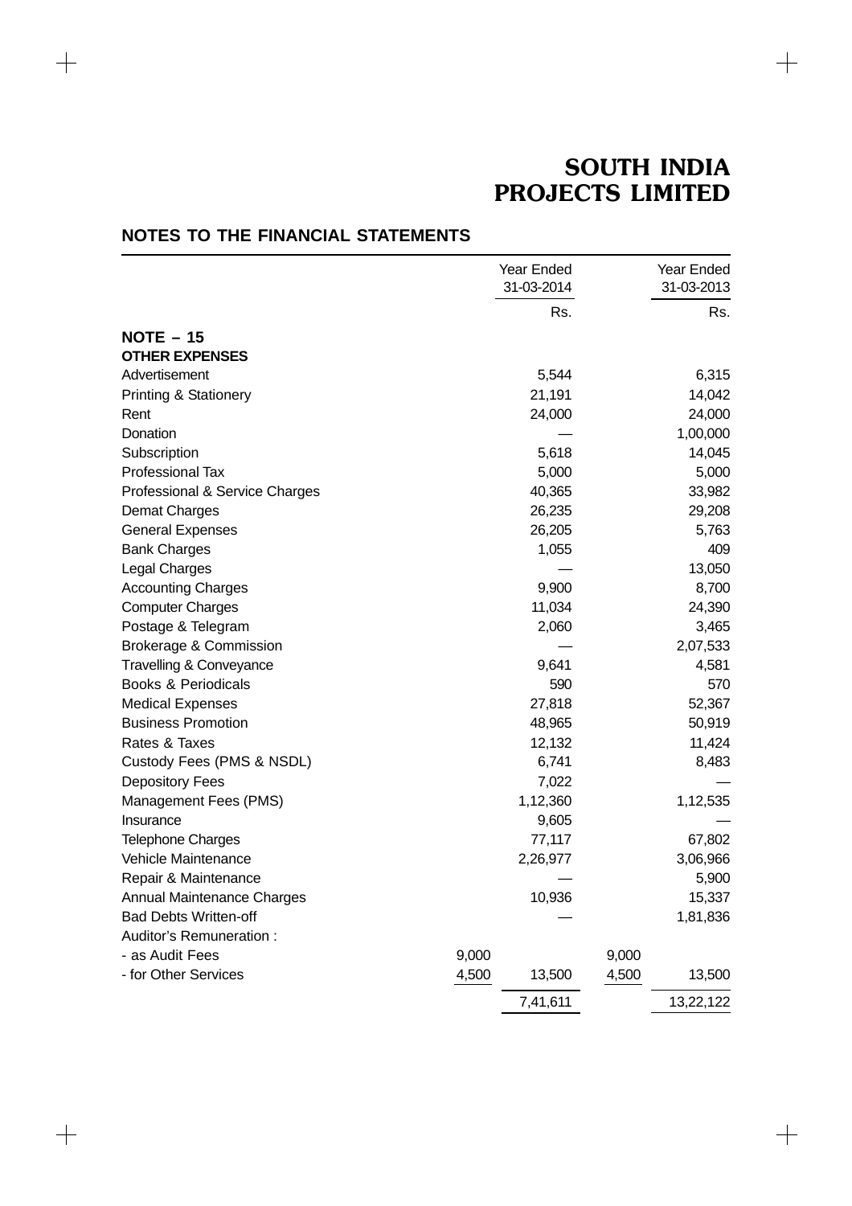# SOUTH INDIA PROJECTS LIMITED

## NOTES TO THE FINANCIAL STATEMENTS

| | | Year Ended 31-03-2014 | | Year Ended 31-03-2013 |
|---|---|---|---|---|
| | | Rs. | | Rs. |
| **NOTE – 15** | | | | |
| **OTHER EXPENSES** | | | | |
| Advertisement | | 5,544 | | 6,315 |
| Printing & Stationery | | 21,191 | | 14,042 |
| Rent | | 24,000 | | 24,000 |
| Donation | | — | | 1,00,000 |
| Subscription | | 5,618 | | 14,045 |
| Professional Tax | | 5,000 | | 5,000 |
| Professional & Service Charges | | 40,365 | | 33,982 |
| Demat Charges | | 26,235 | | 29,208 |
| General Expenses | | 26,205 | | 5,763 |
| Bank Charges | | 1,055 | | 409 |
| Legal Charges | | — | | 13,050 |
| Accounting Charges | | 9,900 | | 8,700 |
| Computer Charges | | 11,034 | | 24,390 |
| Postage & Telegram | | 2,060 | | 3,465 |
| Brokerage & Commission | | — | | 2,07,533 |
| Travelling & Conveyance | | 9,641 | | 4,581 |
| Books & Periodicals | | 590 | | 570 |
| Medical Expenses | | 27,818 | | 52,367 |
| Business Promotion | | 48,965 | | 50,919 |
| Rates & Taxes | | 12,132 | | 11,424 |
| Custody Fees (PMS & NSDL) | | 6,741 | | 8,483 |
| Depository Fees | | 7,022 | | — |
| Management Fees (PMS) | | 1,12,360 | | 1,12,535 |
| Insurance | | 9,605 | | — |
| Telephone Charges | | 77,117 | | 67,802 |
| Vehicle Maintenance | | 2,26,977 | | 3,06,966 |
| Repair & Maintenance | | — | | 5,900 |
| Annual Maintenance Charges | | 10,936 | | 15,337 |
| Bad Debts Written-off | | — | | 1,81,836 |
| Auditor's Remuneration : | | | | |
| - as Audit Fees | 9,000 | | 9,000 | |
| - for Other Services | 4,500 | 13,500 | 4,500 | 13,500 |
| | | 7,41,611 | | 13,22,122 |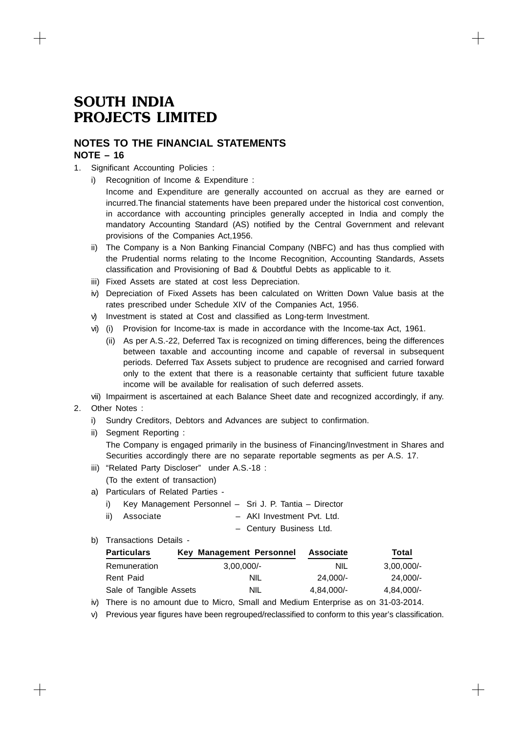# SOUTH INDIA PROJECTS LIMITED

## NOTES TO THE FINANCIAL STATEMENTS

### NOTE – 16

1. Significant Accounting Policies :
   i) Recognition of Income & Expenditure :

      Income and Expenditure are generally accounted on accrual as they are earned or incurred.The financial statements have been prepared under the historical cost convention, in accordance with accounting principles generally accepted in India and comply the mandatory Accounting Standard (AS) notified by the Central Government and relevant provisions of the Companies Act,1956.

   ii) The Company is a Non Banking Financial Company (NBFC) and has thus complied with the Prudential norms relating to the Income Recognition, Accounting Standards, Assets classification and Provisioning of Bad & Doubtful Debts as applicable to it.

   iii) Fixed Assets are stated at cost less Depreciation.

   iv) Depreciation of Fixed Assets has been calculated on Written Down Value basis at the rates prescribed under Schedule XIV of the Companies Act, 1956.

   v) Investment is stated at Cost and classified as Long-term Investment.

   vi) (i) Provision for Income-tax is made in accordance with the Income-tax Act, 1961.

      (ii) As per A.S.-22, Deferred Tax is recognized on timing differences, being the differences between taxable and accounting income and capable of reversal in subsequent periods. Deferred Tax Assets subject to prudence are recognised and carried forward only to the extent that there is a reasonable certainty that sufficient future taxable income will be available for realisation of such deferred assets.

   vii) Impairment is ascertained at each Balance Sheet date and recognized accordingly, if any.

2. Other Notes :
   i) Sundry Creditors, Debtors and Advances are subject to confirmation.

   ii) Segment Reporting :

      The Company is engaged primarily in the business of Financing/Investment in Shares and Securities accordingly there are no separate reportable segments as per A.S. 17.

   iii) "Related Party Discloser" under A.S.-18 :

      (To the extent of transaction)

   a) Particulars of Related Parties -
      i) Key Management Personnel – Sri J. P. Tantia – Director
      ii) Associate – AKI Investment Pvt. Ltd.
         – Century Business Ltd.

   b) Transactions Details -

| Particulars | Key Management Personnel | Associate | Total |
|---|---|---|---|
| Remuneration | 3,00,000/- | NIL | 3,00,000/- |
| Rent Paid | NIL | 24,000/- | 24,000/- |
| Sale of Tangible Assets | NIL | 4,84,000/- | 4,84,000/- |

   iv) There is no amount due to Micro, Small and Medium Enterprise as on 31-03-2014.

   v) Previous year figures have been regrouped/reclassified to conform to this year's classification.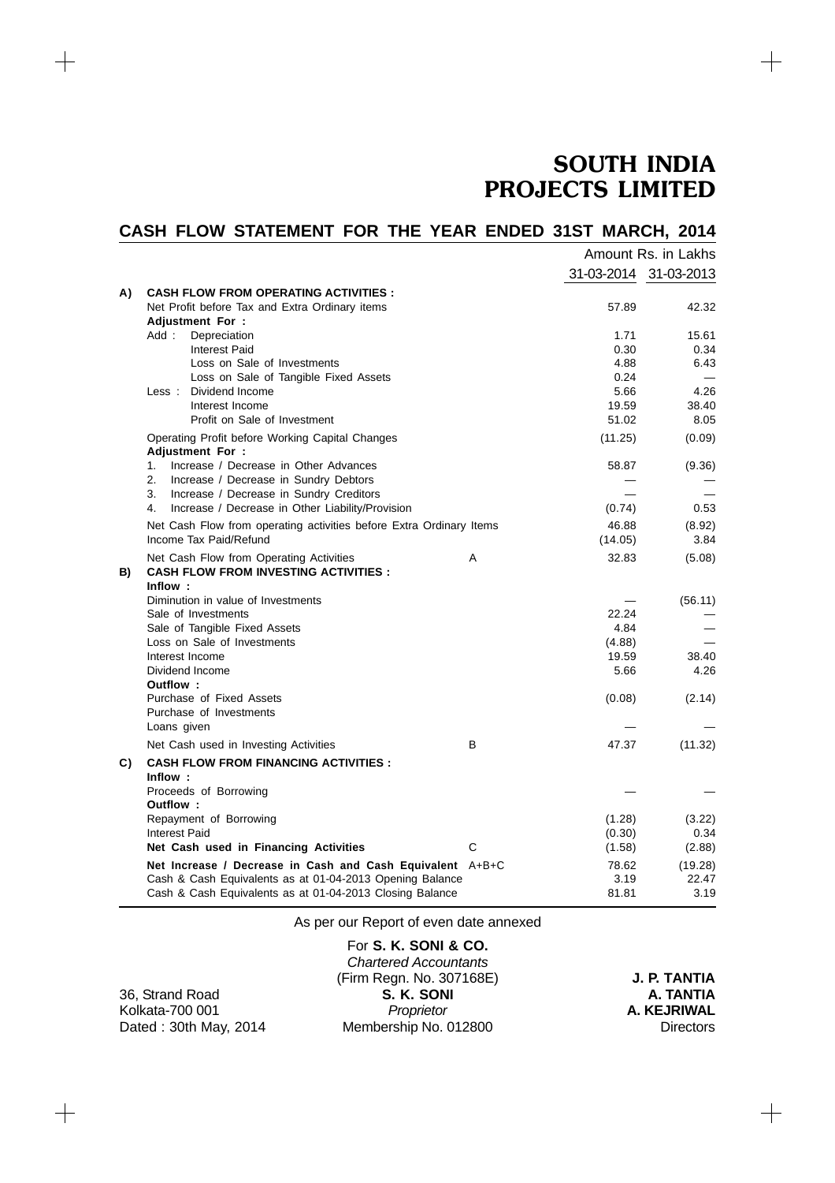# SOUTH INDIA PROJECTS LIMITED

## CASH FLOW STATEMENT FOR THE YEAR ENDED 31ST MARCH, 2014

Amount Rs. in Lakhs

| | | | 31-03-2014 | 31-03-2013 |
|---|---|---|---|---|
| **A)** | **CASH FLOW FROM OPERATING ACTIVITIES :** | | | |
| | Net Profit before Tax and Extra Ordinary items | | 57.89 | 42.32 |
| | **Adjustment For :** | | | |
| | Add : Depreciation | | 1.71 | 15.61 |
| | Interest Paid | | 0.30 | 0.34 |
| | Loss on Sale of Investments | | 4.88 | 6.43 |
| | Loss on Sale of Tangible Fixed Assets | | 0.24 | — |
| | Less : Dividend Income | | 5.66 | 4.26 |
| | Interest Income | | 19.59 | 38.40 |
| | Profit on Sale of Investment | | 51.02 | 8.05 |
| | Operating Profit before Working Capital Changes | | (11.25) | (0.09) |
| | **Adjustment For :** | | | |
| | 1. Increase / Decrease in Other Advances | | 58.87 | (9.36) |
| | 2. Increase / Decrease in Sundry Debtors | | — | — |
| | 3. Increase / Decrease in Sundry Creditors | | — | — |
| | 4. Increase / Decrease in Other Liability/Provision | | (0.74) | 0.53 |
| | Net Cash Flow from operating activities before Extra Ordinary Items | | 46.88 | (8.92) |
| | Income Tax Paid/Refund | | (14.05) | 3.84 |
| | Net Cash Flow from Operating Activities | A | 32.83 | (5.08) |
| **B)** | **CASH FLOW FROM INVESTING ACTIVITIES :** | | | |
| | **Inflow :** | | | |
| | Diminution in value of Investments | | — | (56.11) |
| | Sale of Investments | | 22.24 | — |
| | Sale of Tangible Fixed Assets | | 4.84 | — |
| | Loss on Sale of Investments | | (4.88) | — |
| | Interest Income | | 19.59 | 38.40 |
| | Dividend Income | | 5.66 | 4.26 |
| | **Outflow :** | | | |
| | Purchase of Fixed Assets | | (0.08) | (2.14) |
| | Purchase of Investments | | | |
| | Loans given | | — | — |
| | Net Cash used in Investing Activities | B | 47.37 | (11.32) |
| **C)** | **CASH FLOW FROM FINANCING ACTIVITIES :** | | | |
| | **Inflow :** | | | |
| | Proceeds of Borrowing | | — | — |
| | **Outflow :** | | | |
| | Repayment of Borrowing | | (1.28) | (3.22) |
| | Interest Paid | | (0.30) | 0.34 |
| | **Net Cash used in Financing Activities** | C | (1.58) | (2.88) |
| | **Net Increase / Decrease in Cash and Cash Equivalent** | A+B+C | 78.62 | (19.28) |
| | Cash & Cash Equivalents as at 01-04-2013 Opening Balance | | 3.19 | 22.47 |
| | Cash & Cash Equivalents as at 01-04-2013 Closing Balance | | 81.81 | 3.19 |

As per our Report of even date annexed

For **S. K. SONI & CO.**
*Chartered Accountants*
(Firm Regn. No. 307168E)
**S. K. SONI**
*Proprietor*
Membership No. 012800

36, Strand Road
Kolkata-700 001
Dated : 30th May, 2014

**J. P. TANTIA**
**A. TANTIA**
**A. KEJRIWAL**
Directors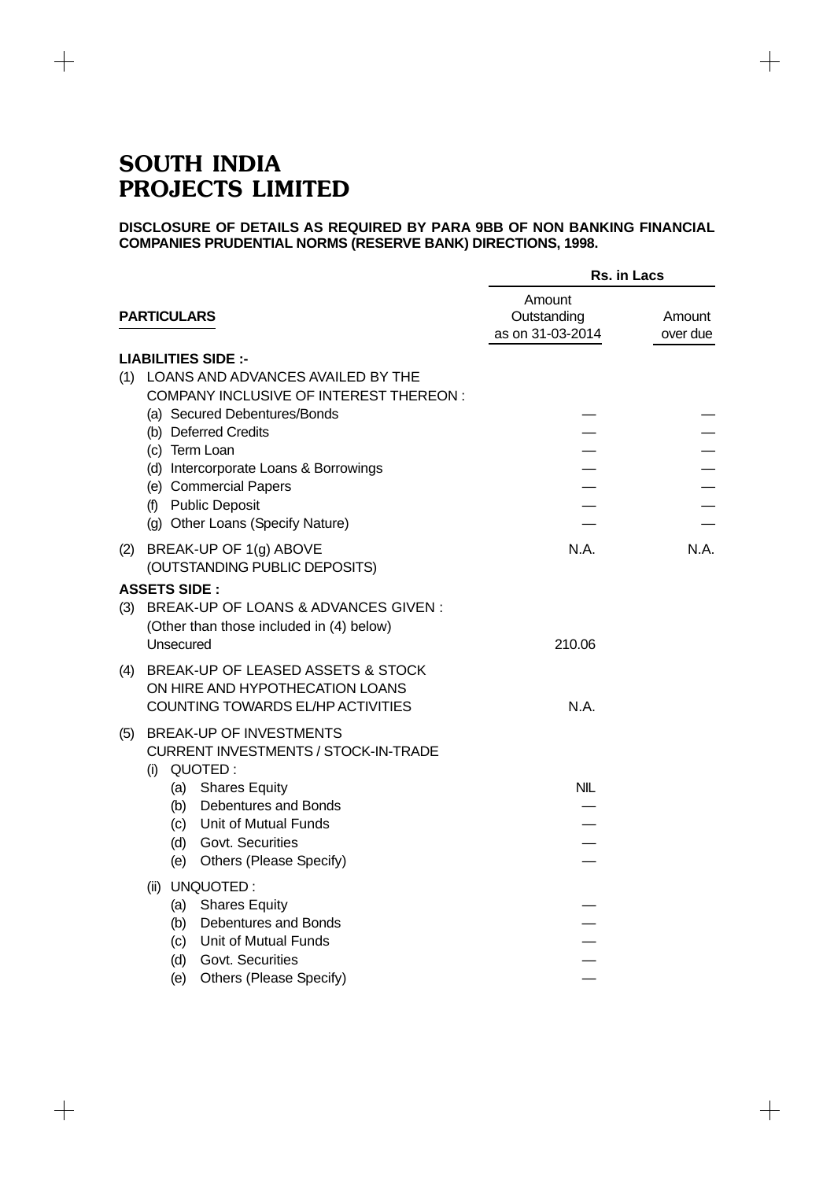# SOUTH INDIA PROJECTS LIMITED

**DISCLOSURE OF DETAILS AS REQUIRED BY PARA 9BB OF NON BANKING FINANCIAL COMPANIES PRUDENTIAL NORMS (RESERVE BANK) DIRECTIONS, 1998.**

| PARTICULARS | Rs. in Lacs | |
|---|---|---|
| | Amount Outstanding as on 31-03-2014 | Amount over due |
| **LIABILITIES SIDE :-** | | |
| (1) LOANS AND ADVANCES AVAILED BY THE COMPANY INCLUSIVE OF INTEREST THEREON : | | |
| (a) Secured Debentures/Bonds | — | — |
| (b) Deferred Credits | — | — |
| (c) Term Loan | — | — |
| (d) Intercorporate Loans & Borrowings | — | — |
| (e) Commercial Papers | — | — |
| (f) Public Deposit | — | — |
| (g) Other Loans (Specify Nature) | — | — |
| (2) BREAK-UP OF 1(g) ABOVE (OUTSTANDING PUBLIC DEPOSITS) | N.A. | N.A. |
| **ASSETS SIDE :** | | |
| (3) BREAK-UP OF LOANS & ADVANCES GIVEN : (Other than those included in (4) below) | | |
| Unsecured | 210.06 | |
| (4) BREAK-UP OF LEASED ASSETS & STOCK ON HIRE AND HYPOTHECATION LOANS COUNTING TOWARDS EL/HP ACTIVITIES | N.A. | |
| (5) BREAK-UP OF INVESTMENTS CURRENT INVESTMENTS / STOCK-IN-TRADE | | |
| (i) QUOTED : | | |
| (a) Shares Equity | NIL | |
| (b) Debentures and Bonds | — | |
| (c) Unit of Mutual Funds | — | |
| (d) Govt. Securities | — | |
| (e) Others (Please Specify) | — | |
| (ii) UNQUOTED : | | |
| (a) Shares Equity | — | |
| (b) Debentures and Bonds | — | |
| (c) Unit of Mutual Funds | — | |
| (d) Govt. Securities | — | |
| (e) Others (Please Specify) | — | |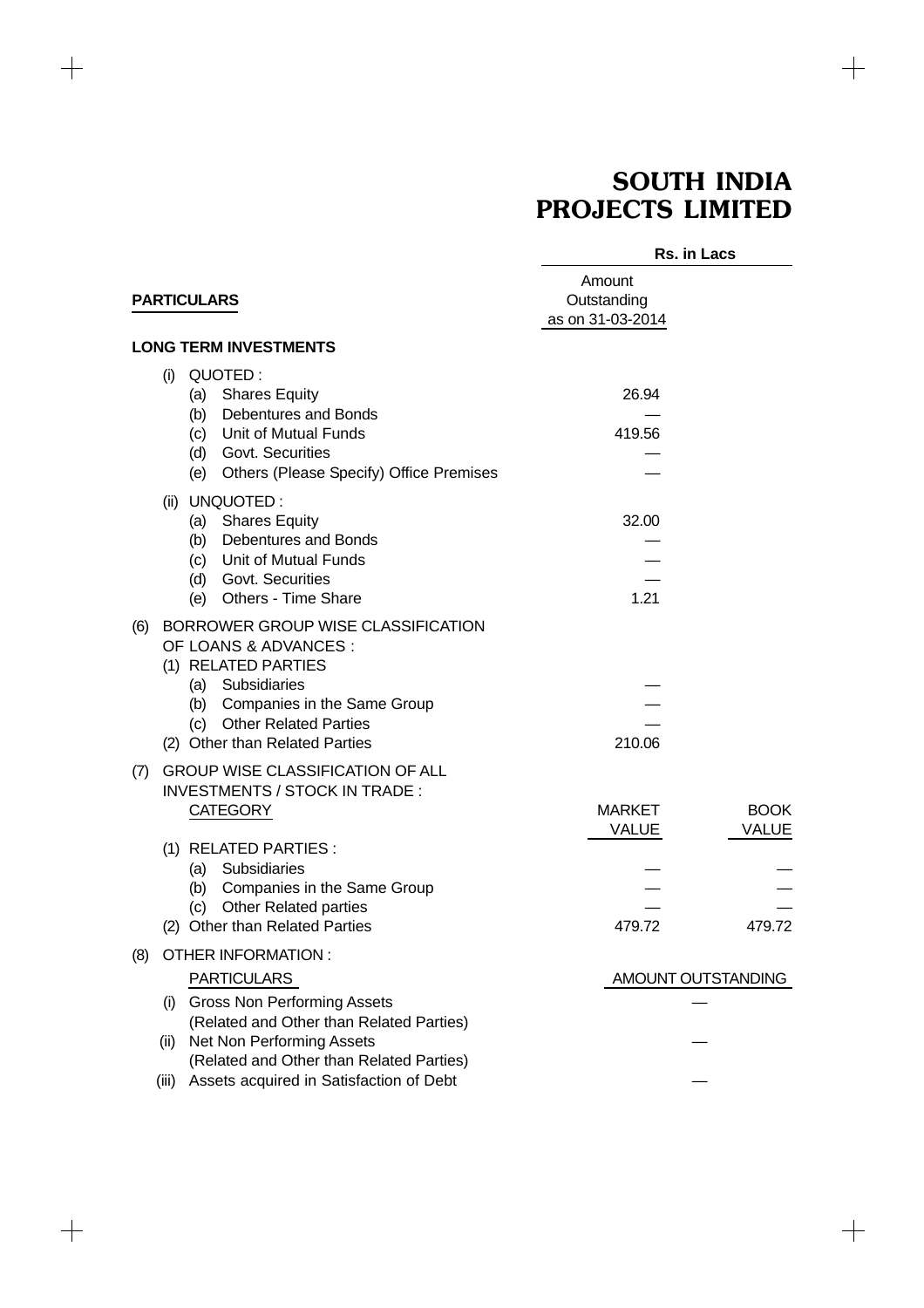# SOUTH INDIA PROJECTS LIMITED

| PARTICULARS | Rs. in Lacs Amount Outstanding as on 31-03-2014 | |
|---|---|---|
| **LONG TERM INVESTMENTS** | | |
| (i) QUOTED : | | |
| (a) Shares Equity | 26.94 | |
| (b) Debentures and Bonds | — | |
| (c) Unit of Mutual Funds | 419.56 | |
| (d) Govt. Securities | — | |
| (e) Others (Please Specify) Office Premises | — | |
| (ii) UNQUOTED : | | |
| (a) Shares Equity | 32.00 | |
| (b) Debentures and Bonds | — | |
| (c) Unit of Mutual Funds | — | |
| (d) Govt. Securities | — | |
| (e) Others - Time Share | 1.21 | |
| (6) BORROWER GROUP WISE CLASSIFICATION OF LOANS & ADVANCES : | | |
| (1) RELATED PARTIES | | |
| (a) Subsidiaries | — | |
| (b) Companies in the Same Group | — | |
| (c) Other Related Parties | — | |
| (2) Other than Related Parties | 210.06 | |
| (7) GROUP WISE CLASSIFICATION OF ALL INVESTMENTS / STOCK IN TRADE : | | |
| CATEGORY | MARKET VALUE | BOOK VALUE |
| (1) RELATED PARTIES : | | |
| (a) Subsidiaries | — | — |
| (b) Companies in the Same Group | — | — |
| (c) Other Related parties | — | — |
| (2) Other than Related Parties | 479.72 | 479.72 |
| (8) OTHER INFORMATION : | | |
| PARTICULARS | | AMOUNT OUTSTANDING |
| (i) Gross Non Performing Assets (Related and Other than Related Parties) | | — |
| (ii) Net Non Performing Assets (Related and Other than Related Parties) | | — |
| (iii) Assets acquired in Satisfaction of Debt | | — |